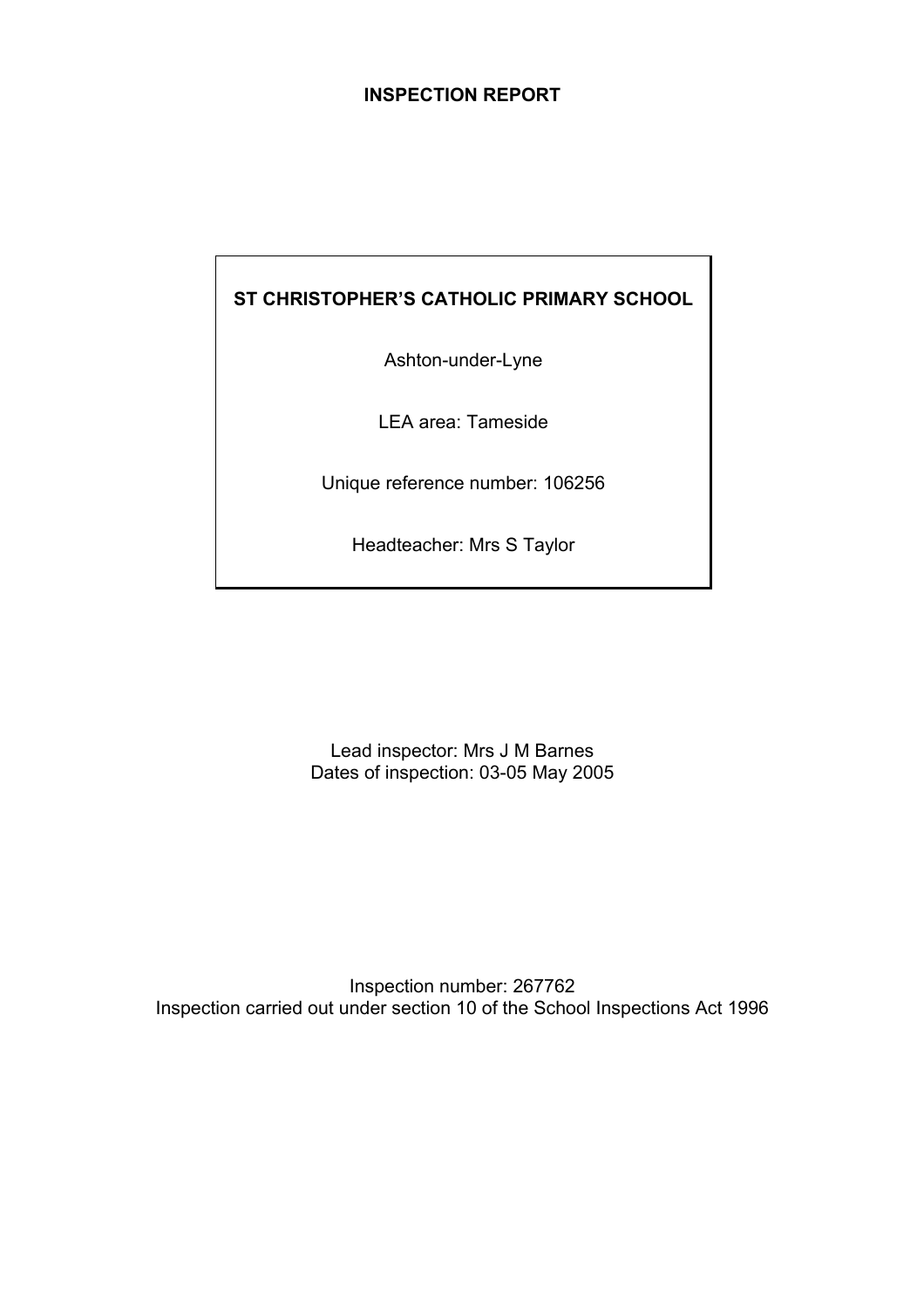# INSPECTION REPORT

**ST CHRISTOPHER'S CATHOLIC PRIMARY SCHOOL**

Ashton-under-Lyne

LEA area: Tameside

Unique reference number: 106256

Headteacher: Mrs S Taylor

Lead inspector: Mrs J M Barnes

Dates of inspection: 03-05 May 2005

Inspection number: 267762

Inspection carried out under section 10 of the School Inspections Act 1996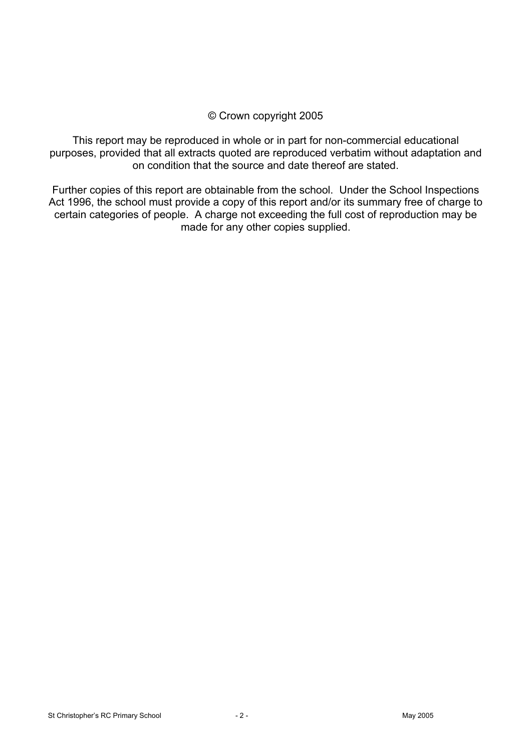© Crown copyright 2005

This report may be reproduced in whole or in part for non-commercial educational purposes, provided that all extracts quoted are reproduced verbatim without adaptation and on condition that the source and date thereof are stated.

Further copies of this report are obtainable from the school. Under the School Inspections Act 1996, the school must provide a copy of this report and/or its summary free of charge to certain categories of people. A charge not exceeding the full cost of reproduction may be made for any other copies supplied.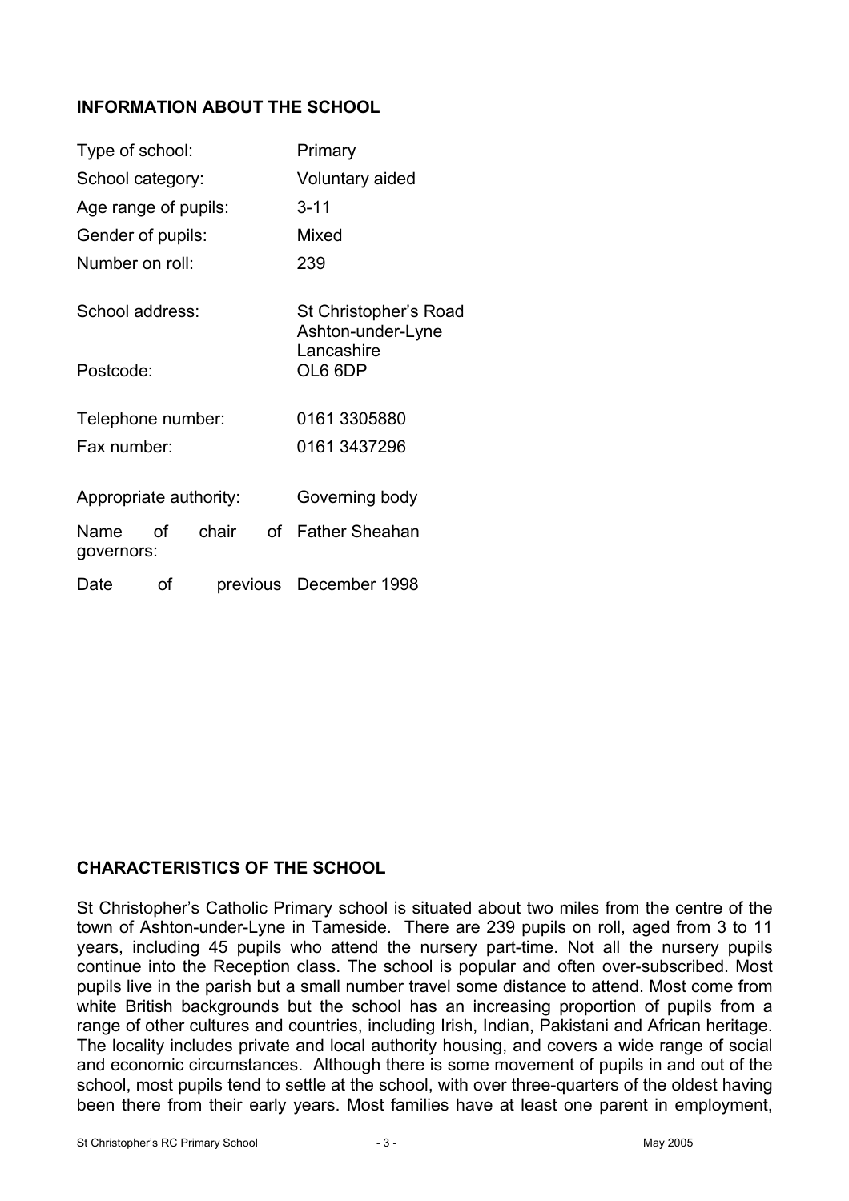## INFORMATION ABOUT THE SCHOOL

| | |
|---|---|
| Type of school: | Primary |
| School category: | Voluntary aided |
| Age range of pupils: | 3-11 |
| Gender of pupils: | Mixed |
| Number on roll: | 239 |
| School address: | St Christopher's Road<br>Ashton-under-Lyne<br>Lancashire |
| Postcode: | OL6 6DP |
| Telephone number: | 0161 3305880 |
| Fax number: | 0161 3437296 |
| Appropriate authority: | Governing body |
| Name of chair of governors: | Father Sheahan |
| Date of previous | December 1998 |

## CHARACTERISTICS OF THE SCHOOL

St Christopher's Catholic Primary school is situated about two miles from the centre of the town of Ashton-under-Lyne in Tameside. There are 239 pupils on roll, aged from 3 to 11 years, including 45 pupils who attend the nursery part-time. Not all the nursery pupils continue into the Reception class. The school is popular and often over-subscribed. Most pupils live in the parish but a small number travel some distance to attend. Most come from white British backgrounds but the school has an increasing proportion of pupils from a range of other cultures and countries, including Irish, Indian, Pakistani and African heritage. The locality includes private and local authority housing, and covers a wide range of social and economic circumstances. Although there is some movement of pupils in and out of the school, most pupils tend to settle at the school, with over three-quarters of the oldest having been there from their early years. Most families have at least one parent in employment,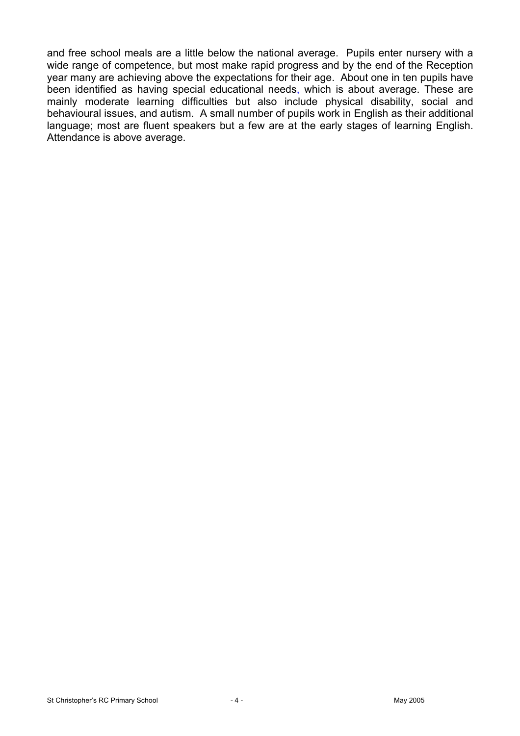and free school meals are a little below the national average. Pupils enter nursery with a wide range of competence, but most make rapid progress and by the end of the Reception year many are achieving above the expectations for their age. About one in ten pupils have been identified as having special educational needs, which is about average. These are mainly moderate learning difficulties but also include physical disability, social and behavioural issues, and autism. A small number of pupils work in English as their additional language; most are fluent speakers but a few are at the early stages of learning English. Attendance is above average.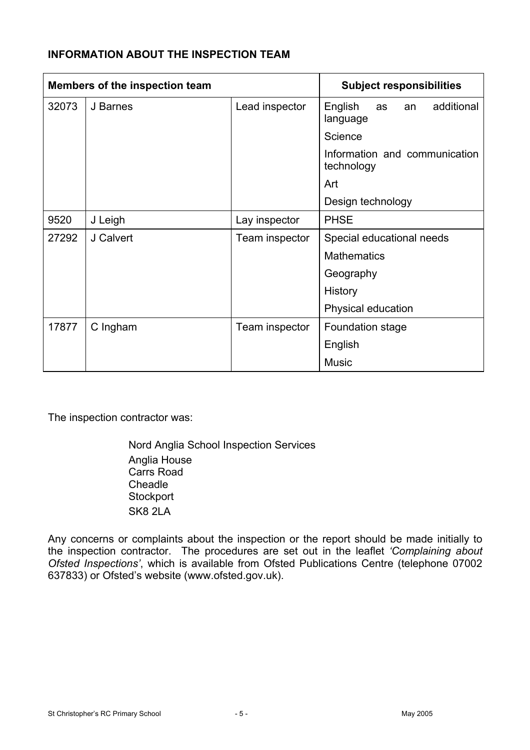**INFORMATION ABOUT THE INSPECTION TEAM**

| Members of the inspection team | | | Subject responsibilities |
|---|---|---|---|
| 32073 | J Barnes | Lead inspector | English as an additional language |
| | | | Science |
| | | | Information and communication technology |
| | | | Art |
| | | | Design technology |
| 9520 | J Leigh | Lay inspector | PHSE |
| 27292 | J Calvert | Team inspector | Special educational needs |
| | | | Mathematics |
| | | | Geography |
| | | | History |
| | | | Physical education |
| 17877 | C Ingham | Team inspector | Foundation stage |
| | | | English |
| | | | Music |

The inspection contractor was:

Nord Anglia School Inspection Services
Anglia House
Carrs Road
Cheadle
Stockport
SK8 2LA

Any concerns or complaints about the inspection or the report should be made initially to the inspection contractor. The procedures are set out in the leaflet *'Complaining about Ofsted Inspections'*, which is available from Ofsted Publications Centre (telephone 07002 637833) or Ofsted's website (www.ofsted.gov.uk).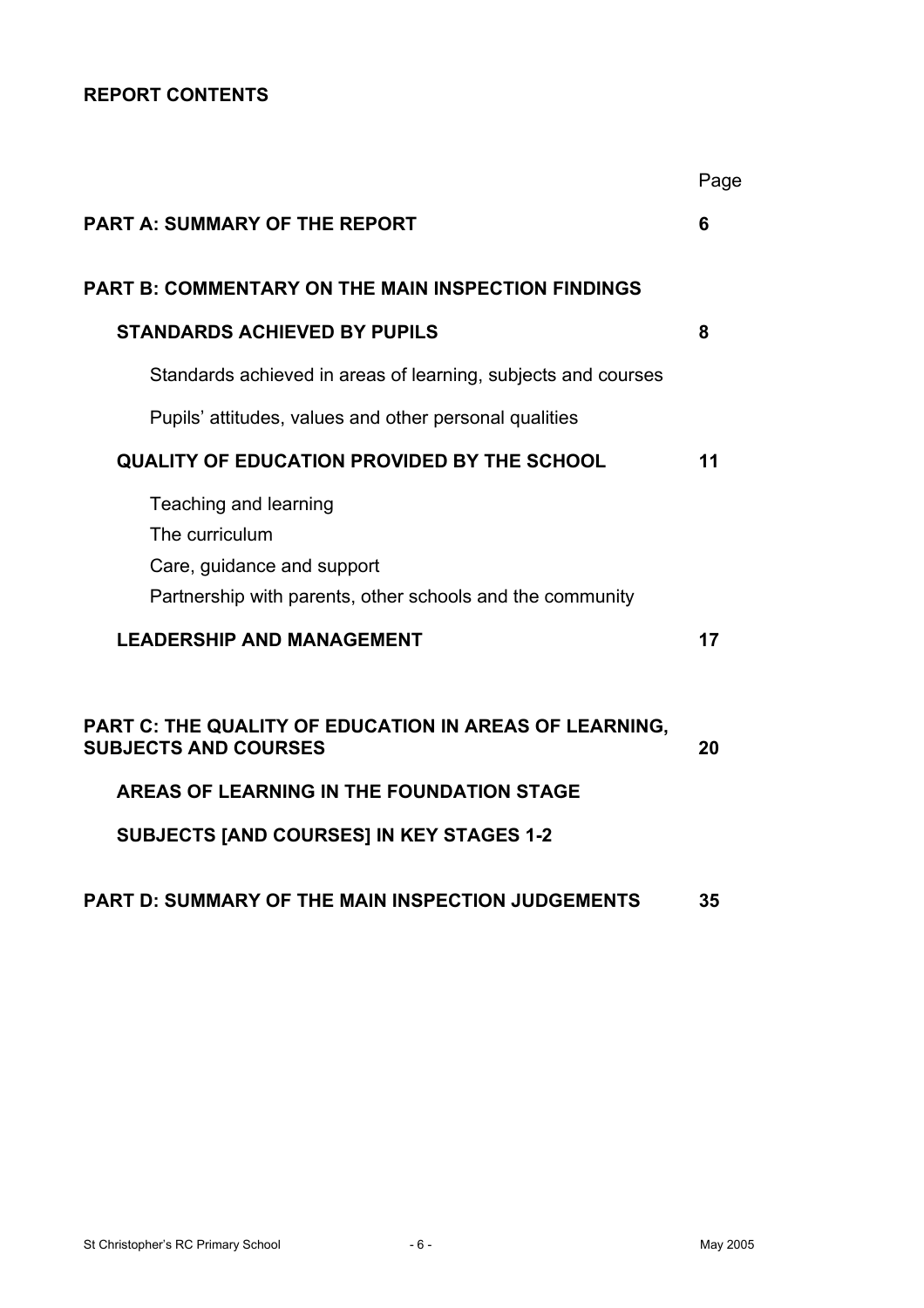**REPORT CONTENTS**

| | Page |
|---|---|
| **PART A: SUMMARY OF THE REPORT** | **6** |
| **PART B: COMMENTARY ON THE MAIN INSPECTION FINDINGS** | |
| **STANDARDS ACHIEVED BY PUPILS** | **8** |
| Standards achieved in areas of learning, subjects and courses | |
| Pupils' attitudes, values and other personal qualities | |
| **QUALITY OF EDUCATION PROVIDED BY THE SCHOOL** | **11** |
| Teaching and learning | |
| The curriculum | |
| Care, guidance and support | |
| Partnership with parents, other schools and the community | |
| **LEADERSHIP AND MANAGEMENT** | **17** |
| **PART C: THE QUALITY OF EDUCATION IN AREAS OF LEARNING, SUBJECTS AND COURSES** | **20** |
| **AREAS OF LEARNING IN THE FOUNDATION STAGE** | |
| **SUBJECTS [AND COURSES] IN KEY STAGES 1-2** | |
| **PART D: SUMMARY OF THE MAIN INSPECTION JUDGEMENTS** | **35** |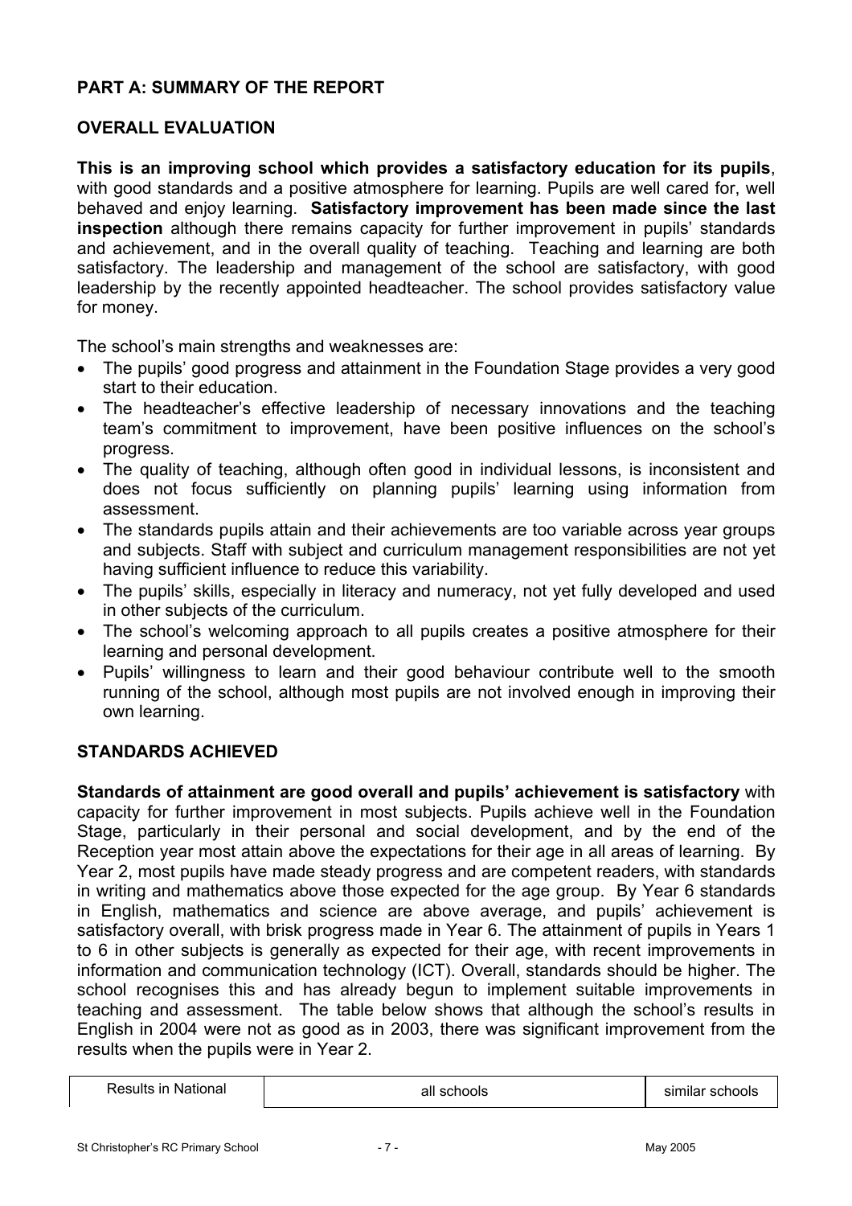## PART A: SUMMARY OF THE REPORT

### OVERALL EVALUATION

**This is an improving school which provides a satisfactory education for its pupils**, with good standards and a positive atmosphere for learning. Pupils are well cared for, well behaved and enjoy learning. **Satisfactory improvement has been made since the last inspection** although there remains capacity for further improvement in pupils' standards and achievement, and in the overall quality of teaching. Teaching and learning are both satisfactory. The leadership and management of the school are satisfactory, with good leadership by the recently appointed headteacher. The school provides satisfactory value for money.

The school's main strengths and weaknesses are:

- The pupils' good progress and attainment in the Foundation Stage provides a very good start to their education.
- The headteacher's effective leadership of necessary innovations and the teaching team's commitment to improvement, have been positive influences on the school's progress.
- The quality of teaching, although often good in individual lessons, is inconsistent and does not focus sufficiently on planning pupils' learning using information from assessment.
- The standards pupils attain and their achievements are too variable across year groups and subjects. Staff with subject and curriculum management responsibilities are not yet having sufficient influence to reduce this variability.
- The pupils' skills, especially in literacy and numeracy, not yet fully developed and used in other subjects of the curriculum.
- The school's welcoming approach to all pupils creates a positive atmosphere for their learning and personal development.
- Pupils' willingness to learn and their good behaviour contribute well to the smooth running of the school, although most pupils are not involved enough in improving their own learning.

### STANDARDS ACHIEVED

**Standards of attainment are good overall and pupils' achievement is satisfactory** with capacity for further improvement in most subjects. Pupils achieve well in the Foundation Stage, particularly in their personal and social development, and by the end of the Reception year most attain above the expectations for their age in all areas of learning. By Year 2, most pupils have made steady progress and are competent readers, with standards in writing and mathematics above those expected for the age group. By Year 6 standards in English, mathematics and science are above average, and pupils' achievement is satisfactory overall, with brisk progress made in Year 6. The attainment of pupils in Years 1 to 6 in other subjects is generally as expected for their age, with recent improvements in information and communication technology (ICT). Overall, standards should be higher. The school recognises this and has already begun to implement suitable improvements in teaching and assessment. The table below shows that although the school's results in English in 2004 were not as good as in 2003, there was significant improvement from the results when the pupils were in Year 2.

| Results in National | all schools | similar schools |
| --- | --- | --- |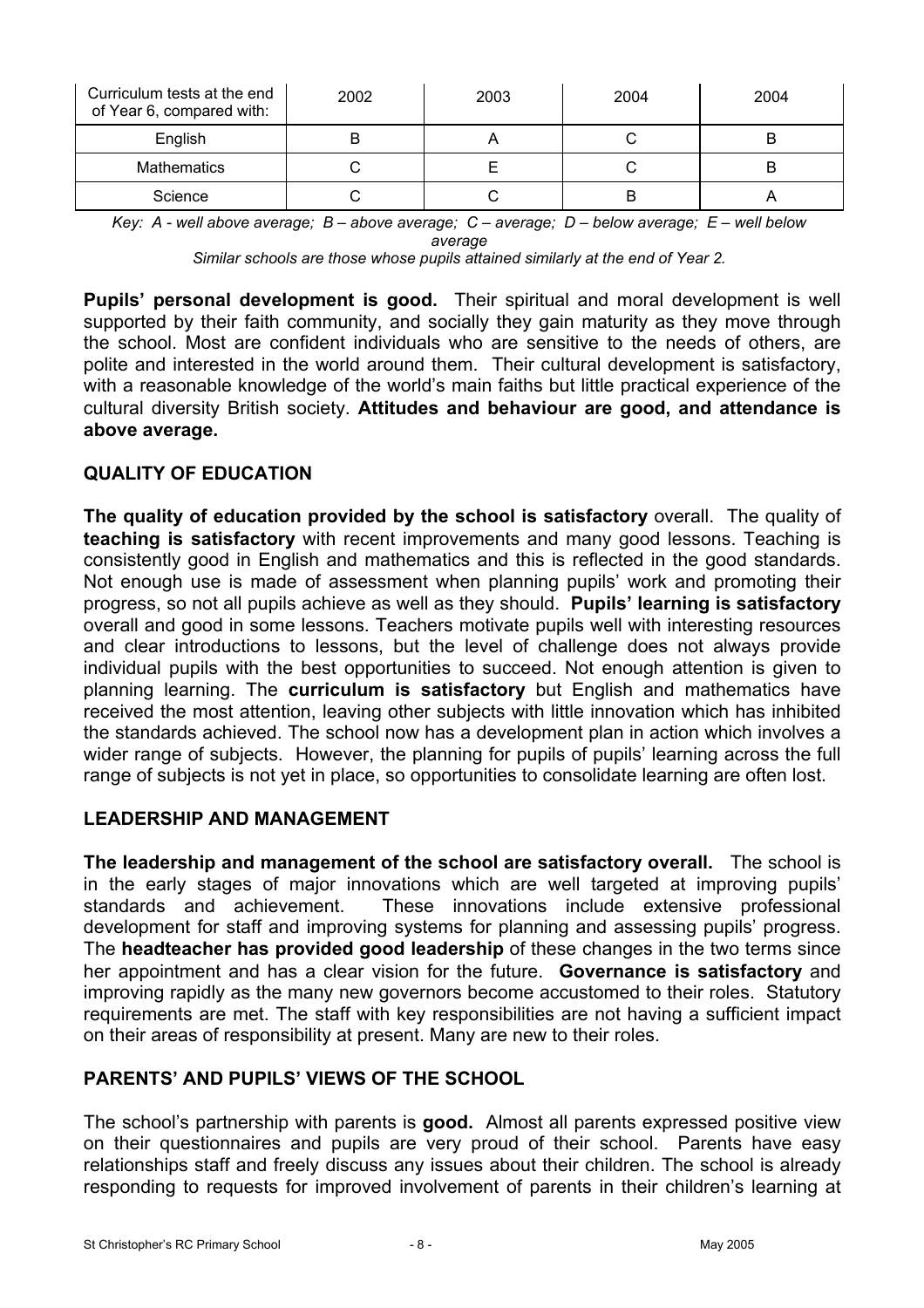| Curriculum tests at the end of Year 6, compared with: | 2002 | 2003 | 2004 | 2004 |
|---|---|---|---|---|
| English | B | A | C | B |
| Mathematics | C | E | C | B |
| Science | C | C | B | A |

*Key: A - well above average; B – above average; C – average; D – below average; E – well below average*
*Similar schools are those whose pupils attained similarly at the end of Year 2.*

**Pupils' personal development is good.** Their spiritual and moral development is well supported by their faith community, and socially they gain maturity as they move through the school. Most are confident individuals who are sensitive to the needs of others, are polite and interested in the world around them. Their cultural development is satisfactory, with a reasonable knowledge of the world's main faiths but little practical experience of the cultural diversity British society. **Attitudes and behaviour are good, and attendance is above average.**

## QUALITY OF EDUCATION

**The quality of education provided by the school is satisfactory** overall. The quality of **teaching is satisfactory** with recent improvements and many good lessons. Teaching is consistently good in English and mathematics and this is reflected in the good standards. Not enough use is made of assessment when planning pupils' work and promoting their progress, so not all pupils achieve as well as they should. **Pupils' learning is satisfactory** overall and good in some lessons. Teachers motivate pupils well with interesting resources and clear introductions to lessons, but the level of challenge does not always provide individual pupils with the best opportunities to succeed. Not enough attention is given to planning learning. The **curriculum is satisfactory** but English and mathematics have received the most attention, leaving other subjects with little innovation which has inhibited the standards achieved. The school now has a development plan in action which involves a wider range of subjects. However, the planning for pupils of pupils' learning across the full range of subjects is not yet in place, so opportunities to consolidate learning are often lost.

## LEADERSHIP AND MANAGEMENT

**The leadership and management of the school are satisfactory overall.** The school is in the early stages of major innovations which are well targeted at improving pupils' standards and achievement. These innovations include extensive professional development for staff and improving systems for planning and assessing pupils' progress. The **headteacher has provided good leadership** of these changes in the two terms since her appointment and has a clear vision for the future. **Governance is satisfactory** and improving rapidly as the many new governors become accustomed to their roles. Statutory requirements are met. The staff with key responsibilities are not having a sufficient impact on their areas of responsibility at present. Many are new to their roles.

## PARENTS' AND PUPILS' VIEWS OF THE SCHOOL

The school's partnership with parents is **good.** Almost all parents expressed positive view on their questionnaires and pupils are very proud of their school. Parents have easy relationships staff and freely discuss any issues about their children. The school is already responding to requests for improved involvement of parents in their children's learning at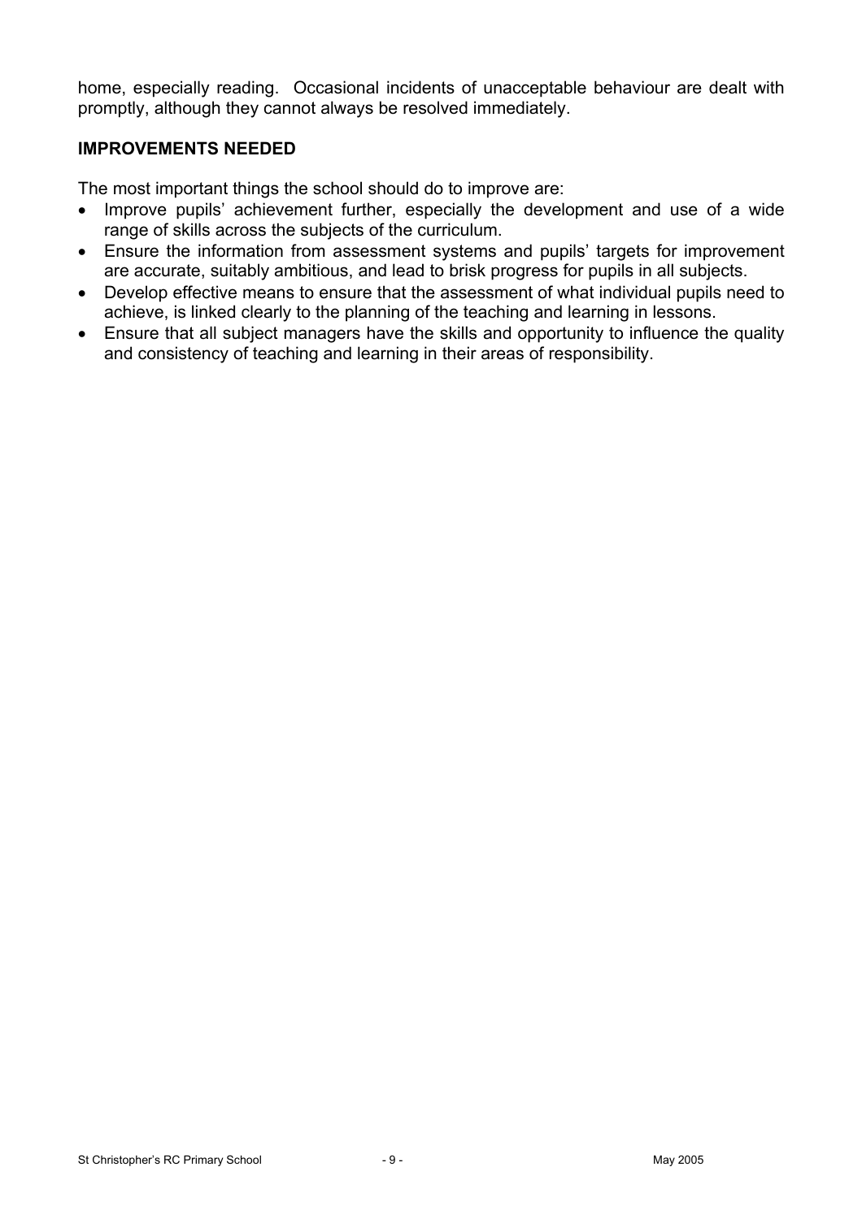home, especially reading. Occasional incidents of unacceptable behaviour are dealt with promptly, although they cannot always be resolved immediately.

## IMPROVEMENTS NEEDED

The most important things the school should do to improve are:

- Improve pupils' achievement further, especially the development and use of a wide range of skills across the subjects of the curriculum.
- Ensure the information from assessment systems and pupils' targets for improvement are accurate, suitably ambitious, and lead to brisk progress for pupils in all subjects.
- Develop effective means to ensure that the assessment of what individual pupils need to achieve, is linked clearly to the planning of the teaching and learning in lessons.
- Ensure that all subject managers have the skills and opportunity to influence the quality and consistency of teaching and learning in their areas of responsibility.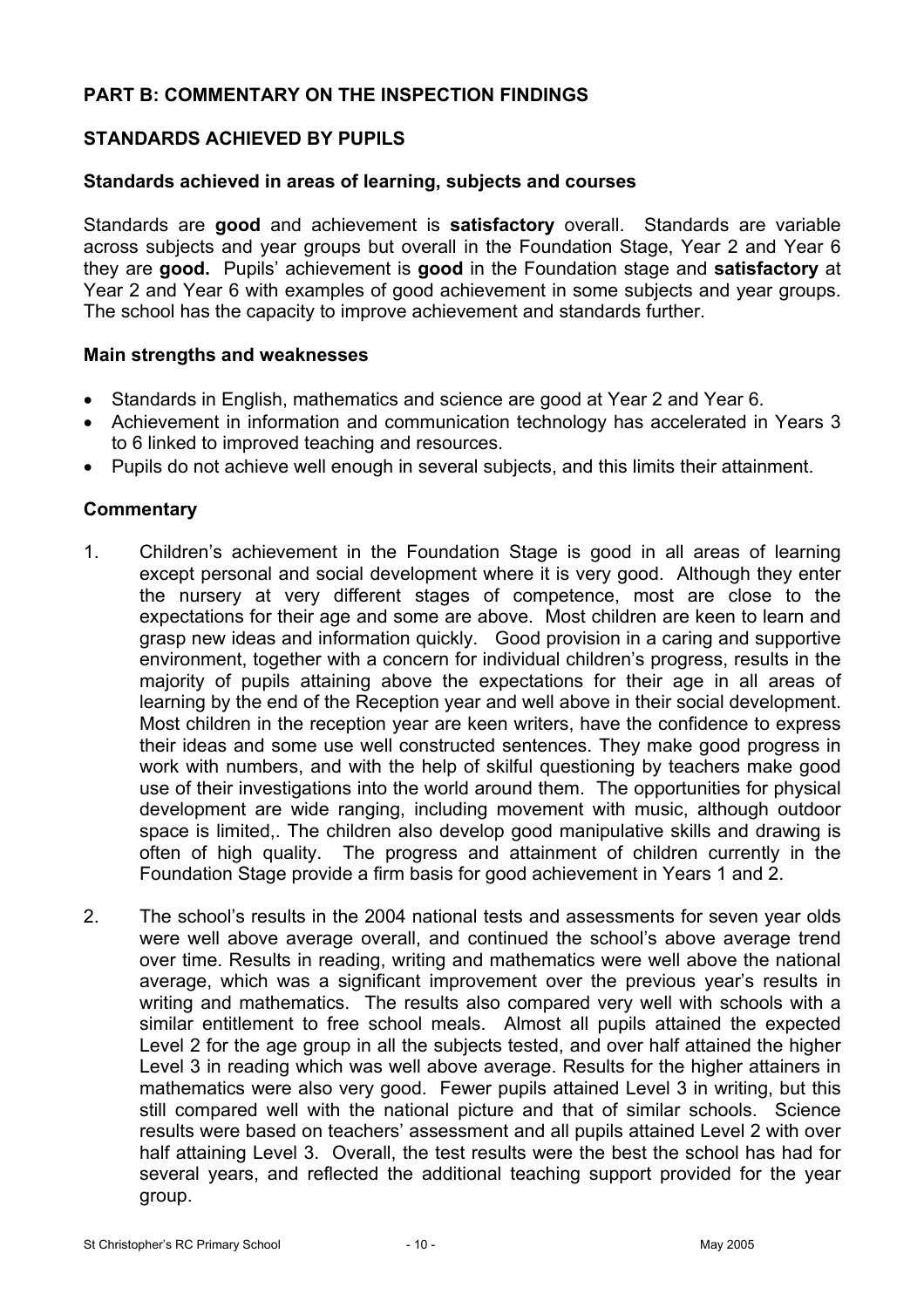## PART B: COMMENTARY ON THE INSPECTION FINDINGS

## STANDARDS ACHIEVED BY PUPILS

### Standards achieved in areas of learning, subjects and courses

Standards are **good** and achievement is **satisfactory** overall. Standards are variable across subjects and year groups but overall in the Foundation Stage, Year 2 and Year 6 they are **good.** Pupils' achievement is **good** in the Foundation stage and **satisfactory** at Year 2 and Year 6 with examples of good achievement in some subjects and year groups. The school has the capacity to improve achievement and standards further.

### Main strengths and weaknesses

- Standards in English, mathematics and science are good at Year 2 and Year 6.
- Achievement in information and communication technology has accelerated in Years 3 to 6 linked to improved teaching and resources.
- Pupils do not achieve well enough in several subjects, and this limits their attainment.

### Commentary

1. Children's achievement in the Foundation Stage is good in all areas of learning except personal and social development where it is very good. Although they enter the nursery at very different stages of competence, most are close to the expectations for their age and some are above. Most children are keen to learn and grasp new ideas and information quickly. Good provision in a caring and supportive environment, together with a concern for individual children's progress, results in the majority of pupils attaining above the expectations for their age in all areas of learning by the end of the Reception year and well above in their social development. Most children in the reception year are keen writers, have the confidence to express their ideas and some use well constructed sentences. They make good progress in work with numbers, and with the help of skilful questioning by teachers make good use of their investigations into the world around them. The opportunities for physical development are wide ranging, including movement with music, although outdoor space is limited,. The children also develop good manipulative skills and drawing is often of high quality. The progress and attainment of children currently in the Foundation Stage provide a firm basis for good achievement in Years 1 and 2.

2. The school's results in the 2004 national tests and assessments for seven year olds were well above average overall, and continued the school's above average trend over time. Results in reading, writing and mathematics were well above the national average, which was a significant improvement over the previous year's results in writing and mathematics. The results also compared very well with schools with a similar entitlement to free school meals. Almost all pupils attained the expected Level 2 for the age group in all the subjects tested, and over half attained the higher Level 3 in reading which was well above average. Results for the higher attainers in mathematics were also very good. Fewer pupils attained Level 3 in writing, but this still compared well with the national picture and that of similar schools. Science results were based on teachers' assessment and all pupils attained Level 2 with over half attaining Level 3. Overall, the test results were the best the school has had for several years, and reflected the additional teaching support provided for the year group.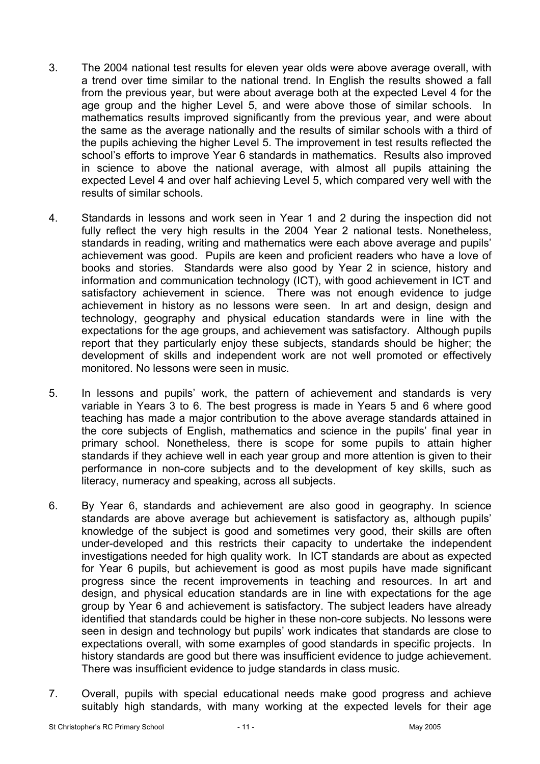3. The 2004 national test results for eleven year olds were above average overall, with a trend over time similar to the national trend. In English the results showed a fall from the previous year, but were about average both at the expected Level 4 for the age group and the higher Level 5, and were above those of similar schools. In mathematics results improved significantly from the previous year, and were about the same as the average nationally and the results of similar schools with a third of the pupils achieving the higher Level 5. The improvement in test results reflected the school's efforts to improve Year 6 standards in mathematics. Results also improved in science to above the national average, with almost all pupils attaining the expected Level 4 and over half achieving Level 5, which compared very well with the results of similar schools.

4. Standards in lessons and work seen in Year 1 and 2 during the inspection did not fully reflect the very high results in the 2004 Year 2 national tests. Nonetheless, standards in reading, writing and mathematics were each above average and pupils' achievement was good. Pupils are keen and proficient readers who have a love of books and stories. Standards were also good by Year 2 in science, history and information and communication technology (ICT), with good achievement in ICT and satisfactory achievement in science. There was not enough evidence to judge achievement in history as no lessons were seen. In art and design, design and technology, geography and physical education standards were in line with the expectations for the age groups, and achievement was satisfactory. Although pupils report that they particularly enjoy these subjects, standards should be higher; the development of skills and independent work are not well promoted or effectively monitored. No lessons were seen in music.

5. In lessons and pupils' work, the pattern of achievement and standards is very variable in Years 3 to 6. The best progress is made in Years 5 and 6 where good teaching has made a major contribution to the above average standards attained in the core subjects of English, mathematics and science in the pupils' final year in primary school. Nonetheless, there is scope for some pupils to attain higher standards if they achieve well in each year group and more attention is given to their performance in non-core subjects and to the development of key skills, such as literacy, numeracy and speaking, across all subjects.

6. By Year 6, standards and achievement are also good in geography. In science standards are above average but achievement is satisfactory as, although pupils' knowledge of the subject is good and sometimes very good, their skills are often under-developed and this restricts their capacity to undertake the independent investigations needed for high quality work. In ICT standards are about as expected for Year 6 pupils, but achievement is good as most pupils have made significant progress since the recent improvements in teaching and resources. In art and design, and physical education standards are in line with expectations for the age group by Year 6 and achievement is satisfactory. The subject leaders have already identified that standards could be higher in these non-core subjects. No lessons were seen in design and technology but pupils' work indicates that standards are close to expectations overall, with some examples of good standards in specific projects. In history standards are good but there was insufficient evidence to judge achievement. There was insufficient evidence to judge standards in class music.

7. Overall, pupils with special educational needs make good progress and achieve suitably high standards, with many working at the expected levels for their age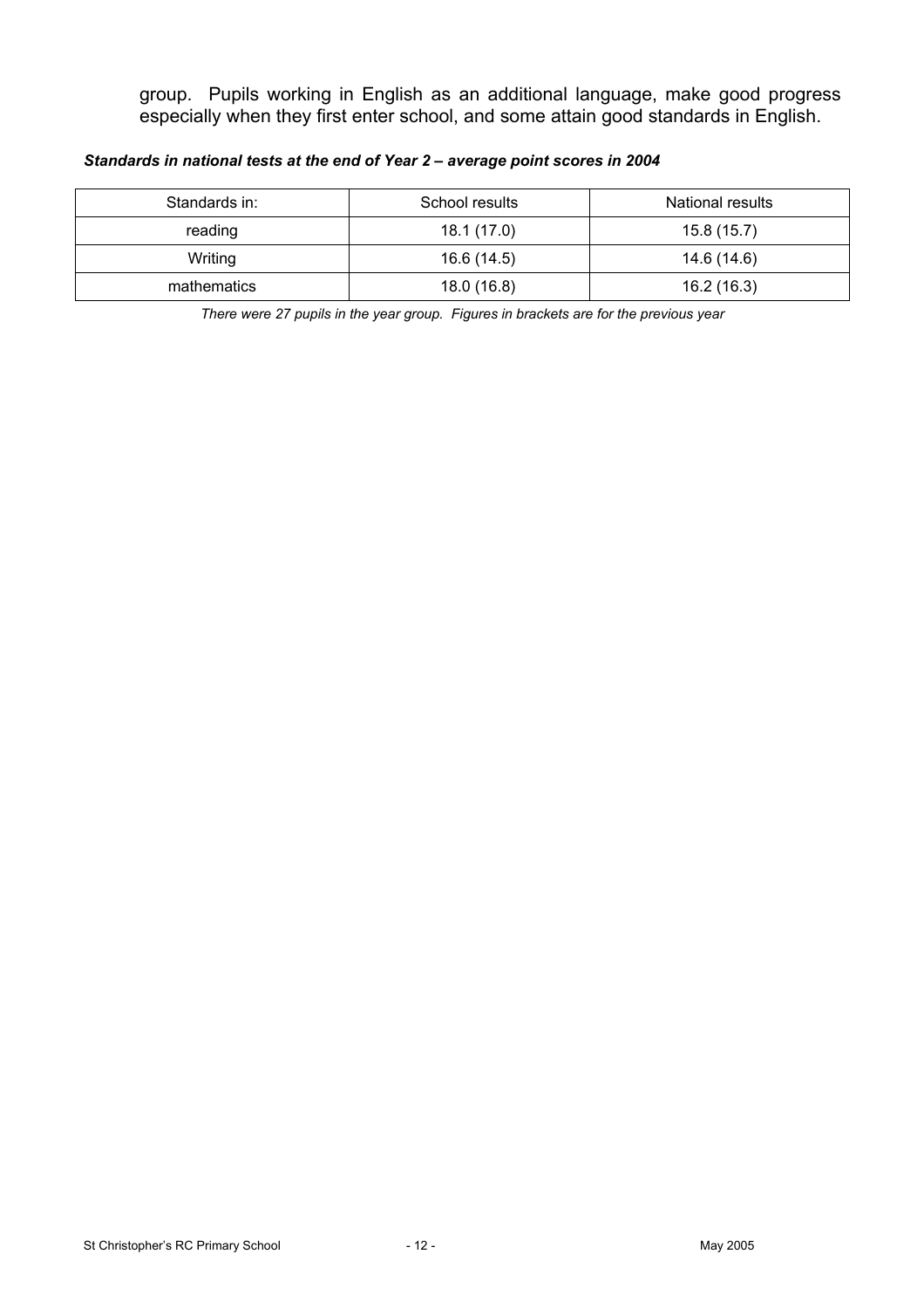group. Pupils working in English as an additional language, make good progress especially when they first enter school, and some attain good standards in English.

***Standards in national tests at the end of Year 2 – average point scores in 2004***

| Standards in: | School results | National results |
|---|---|---|
| reading | 18.1 (17.0) | 15.8 (15.7) |
| Writing | 16.6 (14.5) | 14.6 (14.6) |
| mathematics | 18.0 (16.8) | 16.2 (16.3) |

*There were 27 pupils in the year group. Figures in brackets are for the previous year*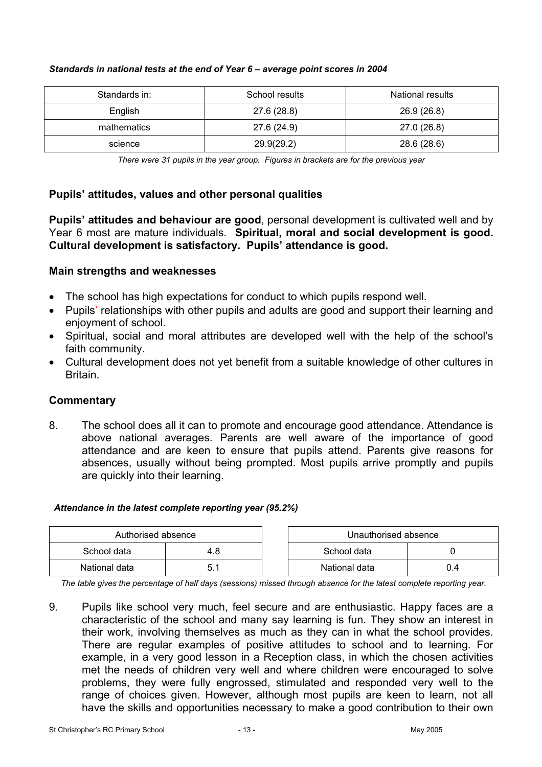*Standards in national tests at the end of Year 6 – average point scores in 2004*

| Standards in: | School results | National results |
|---|---|---|
| English | 27.6 (28.8) | 26.9 (26.8) |
| mathematics | 27.6 (24.9) | 27.0 (26.8) |
| science | 29.9(29.2) | 28.6 (28.6) |

*There were 31 pupils in the year group. Figures in brackets are for the previous year*

## Pupils' attitudes, values and other personal qualities

**Pupils' attitudes and behaviour are good**, personal development is cultivated well and by Year 6 most are mature individuals. **Spiritual, moral and social development is good. Cultural development is satisfactory. Pupils' attendance is good.**

### Main strengths and weaknesses

- The school has high expectations for conduct to which pupils respond well.
- Pupils' relationships with other pupils and adults are good and support their learning and enjoyment of school.
- Spiritual, social and moral attributes are developed well with the help of the school's faith community.
- Cultural development does not yet benefit from a suitable knowledge of other cultures in Britain.

### Commentary

8. The school does all it can to promote and encourage good attendance. Attendance is above national averages. Parents are well aware of the importance of good attendance and are keen to ensure that pupils attend. Parents give reasons for absences, usually without being prompted. Most pupils arrive promptly and pupils are quickly into their learning.

*Attendance in the latest complete reporting year (95.2%)*

| Authorised absence | |
|---|---|
| School data | 4.8 |
| National data | 5.1 |

| Unauthorised absence | |
|---|---|
| School data | 0 |
| National data | 0.4 |

*The table gives the percentage of half days (sessions) missed through absence for the latest complete reporting year.*

9. Pupils like school very much, feel secure and are enthusiastic. Happy faces are a characteristic of the school and many say learning is fun. They show an interest in their work, involving themselves as much as they can in what the school provides. There are regular examples of positive attitudes to school and to learning. For example, in a very good lesson in a Reception class, in which the chosen activities met the needs of children very well and where children were encouraged to solve problems, they were fully engrossed, stimulated and responded very well to the range of choices given. However, although most pupils are keen to learn, not all have the skills and opportunities necessary to make a good contribution to their own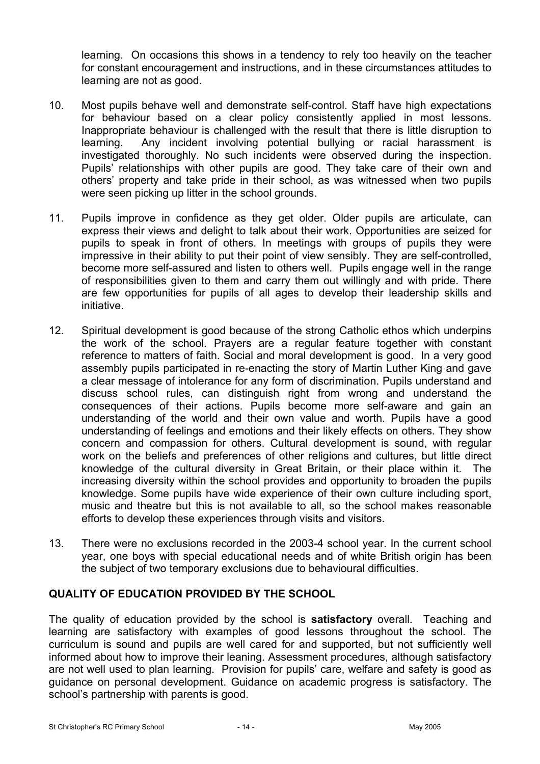learning. On occasions this shows in a tendency to rely too heavily on the teacher for constant encouragement and instructions, and in these circumstances attitudes to learning are not as good.

10. Most pupils behave well and demonstrate self-control. Staff have high expectations for behaviour based on a clear policy consistently applied in most lessons. Inappropriate behaviour is challenged with the result that there is little disruption to learning. Any incident involving potential bullying or racial harassment is investigated thoroughly. No such incidents were observed during the inspection. Pupils' relationships with other pupils are good. They take care of their own and others' property and take pride in their school, as was witnessed when two pupils were seen picking up litter in the school grounds.

11. Pupils improve in confidence as they get older. Older pupils are articulate, can express their views and delight to talk about their work. Opportunities are seized for pupils to speak in front of others. In meetings with groups of pupils they were impressive in their ability to put their point of view sensibly. They are self-controlled, become more self-assured and listen to others well. Pupils engage well in the range of responsibilities given to them and carry them out willingly and with pride. There are few opportunities for pupils of all ages to develop their leadership skills and initiative.

12. Spiritual development is good because of the strong Catholic ethos which underpins the work of the school. Prayers are a regular feature together with constant reference to matters of faith. Social and moral development is good. In a very good assembly pupils participated in re-enacting the story of Martin Luther King and gave a clear message of intolerance for any form of discrimination. Pupils understand and discuss school rules, can distinguish right from wrong and understand the consequences of their actions. Pupils become more self-aware and gain an understanding of the world and their own value and worth. Pupils have a good understanding of feelings and emotions and their likely effects on others. They show concern and compassion for others. Cultural development is sound, with regular work on the beliefs and preferences of other religions and cultures, but little direct knowledge of the cultural diversity in Great Britain, or their place within it. The increasing diversity within the school provides and opportunity to broaden the pupils knowledge. Some pupils have wide experience of their own culture including sport, music and theatre but this is not available to all, so the school makes reasonable efforts to develop these experiences through visits and visitors.

13. There were no exclusions recorded in the 2003-4 school year. In the current school year, one boys with special educational needs and of white British origin has been the subject of two temporary exclusions due to behavioural difficulties.

## QUALITY OF EDUCATION PROVIDED BY THE SCHOOL

The quality of education provided by the school is **satisfactory** overall. Teaching and learning are satisfactory with examples of good lessons throughout the school. The curriculum is sound and pupils are well cared for and supported, but not sufficiently well informed about how to improve their leaning. Assessment procedures, although satisfactory are not well used to plan learning. Provision for pupils' care, welfare and safety is good as guidance on personal development. Guidance on academic progress is satisfactory. The school's partnership with parents is good.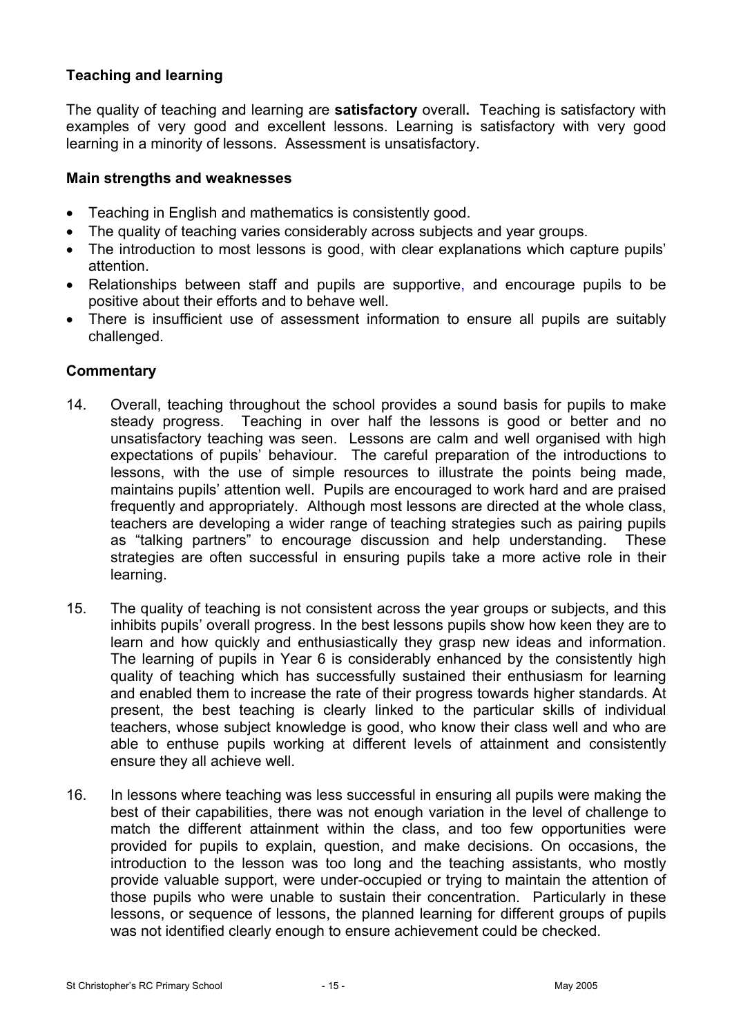### Teaching and learning

The quality of teaching and learning are **satisfactory** overall**.** Teaching is satisfactory with examples of very good and excellent lessons. Learning is satisfactory with very good learning in a minority of lessons. Assessment is unsatisfactory.

#### Main strengths and weaknesses

- Teaching in English and mathematics is consistently good.
- The quality of teaching varies considerably across subjects and year groups.
- The introduction to most lessons is good, with clear explanations which capture pupils' attention.
- Relationships between staff and pupils are supportive, and encourage pupils to be positive about their efforts and to behave well.
- There is insufficient use of assessment information to ensure all pupils are suitably challenged.

#### Commentary

14. Overall, teaching throughout the school provides a sound basis for pupils to make steady progress. Teaching in over half the lessons is good or better and no unsatisfactory teaching was seen. Lessons are calm and well organised with high expectations of pupils' behaviour. The careful preparation of the introductions to lessons, with the use of simple resources to illustrate the points being made, maintains pupils' attention well. Pupils are encouraged to work hard and are praised frequently and appropriately. Although most lessons are directed at the whole class, teachers are developing a wider range of teaching strategies such as pairing pupils as "talking partners" to encourage discussion and help understanding. These strategies are often successful in ensuring pupils take a more active role in their learning.

15. The quality of teaching is not consistent across the year groups or subjects, and this inhibits pupils' overall progress. In the best lessons pupils show how keen they are to learn and how quickly and enthusiastically they grasp new ideas and information. The learning of pupils in Year 6 is considerably enhanced by the consistently high quality of teaching which has successfully sustained their enthusiasm for learning and enabled them to increase the rate of their progress towards higher standards. At present, the best teaching is clearly linked to the particular skills of individual teachers, whose subject knowledge is good, who know their class well and who are able to enthuse pupils working at different levels of attainment and consistently ensure they all achieve well.

16. In lessons where teaching was less successful in ensuring all pupils were making the best of their capabilities, there was not enough variation in the level of challenge to match the different attainment within the class, and too few opportunities were provided for pupils to explain, question, and make decisions. On occasions, the introduction to the lesson was too long and the teaching assistants, who mostly provide valuable support, were under-occupied or trying to maintain the attention of those pupils who were unable to sustain their concentration. Particularly in these lessons, or sequence of lessons, the planned learning for different groups of pupils was not identified clearly enough to ensure achievement could be checked.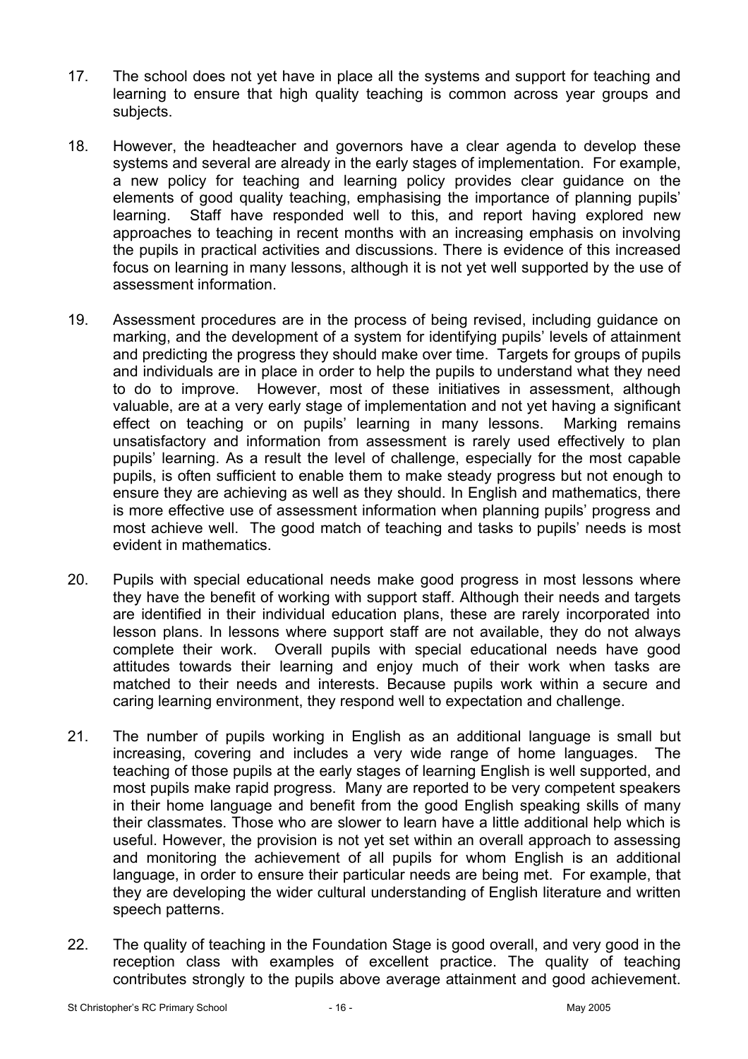17. The school does not yet have in place all the systems and support for teaching and learning to ensure that high quality teaching is common across year groups and subjects.

18. However, the headteacher and governors have a clear agenda to develop these systems and several are already in the early stages of implementation. For example, a new policy for teaching and learning policy provides clear guidance on the elements of good quality teaching, emphasising the importance of planning pupils' learning. Staff have responded well to this, and report having explored new approaches to teaching in recent months with an increasing emphasis on involving the pupils in practical activities and discussions. There is evidence of this increased focus on learning in many lessons, although it is not yet well supported by the use of assessment information.

19. Assessment procedures are in the process of being revised, including guidance on marking, and the development of a system for identifying pupils' levels of attainment and predicting the progress they should make over time. Targets for groups of pupils and individuals are in place in order to help the pupils to understand what they need to do to improve. However, most of these initiatives in assessment, although valuable, are at a very early stage of implementation and not yet having a significant effect on teaching or on pupils' learning in many lessons. Marking remains unsatisfactory and information from assessment is rarely used effectively to plan pupils' learning. As a result the level of challenge, especially for the most capable pupils, is often sufficient to enable them to make steady progress but not enough to ensure they are achieving as well as they should. In English and mathematics, there is more effective use of assessment information when planning pupils' progress and most achieve well. The good match of teaching and tasks to pupils' needs is most evident in mathematics.

20. Pupils with special educational needs make good progress in most lessons where they have the benefit of working with support staff. Although their needs and targets are identified in their individual education plans, these are rarely incorporated into lesson plans. In lessons where support staff are not available, they do not always complete their work. Overall pupils with special educational needs have good attitudes towards their learning and enjoy much of their work when tasks are matched to their needs and interests. Because pupils work within a secure and caring learning environment, they respond well to expectation and challenge.

21. The number of pupils working in English as an additional language is small but increasing, covering and includes a very wide range of home languages. The teaching of those pupils at the early stages of learning English is well supported, and most pupils make rapid progress. Many are reported to be very competent speakers in their home language and benefit from the good English speaking skills of many their classmates. Those who are slower to learn have a little additional help which is useful. However, the provision is not yet set within an overall approach to assessing and monitoring the achievement of all pupils for whom English is an additional language, in order to ensure their particular needs are being met. For example, that they are developing the wider cultural understanding of English literature and written speech patterns.

22. The quality of teaching in the Foundation Stage is good overall, and very good in the reception class with examples of excellent practice. The quality of teaching contributes strongly to the pupils above average attainment and good achievement.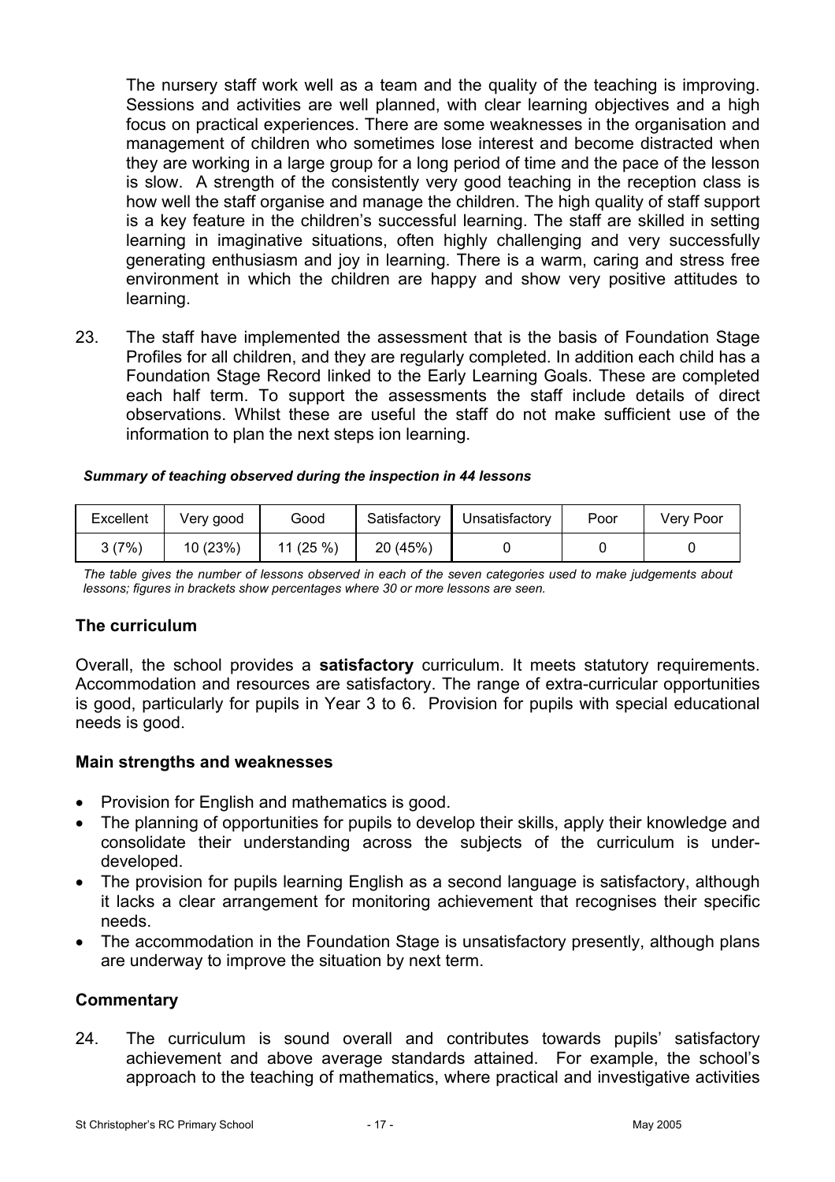The nursery staff work well as a team and the quality of the teaching is improving. Sessions and activities are well planned, with clear learning objectives and a high focus on practical experiences. There are some weaknesses in the organisation and management of children who sometimes lose interest and become distracted when they are working in a large group for a long period of time and the pace of the lesson is slow. A strength of the consistently very good teaching in the reception class is how well the staff organise and manage the children. The high quality of staff support is a key feature in the children's successful learning. The staff are skilled in setting learning in imaginative situations, often highly challenging and very successfully generating enthusiasm and joy in learning. There is a warm, caring and stress free environment in which the children are happy and show very positive attitudes to learning.

23. The staff have implemented the assessment that is the basis of Foundation Stage Profiles for all children, and they are regularly completed. In addition each child has a Foundation Stage Record linked to the Early Learning Goals. These are completed each half term. To support the assessments the staff include details of direct observations. Whilst these are useful the staff do not make sufficient use of the information to plan the next steps ion learning.

***Summary of teaching observed during the inspection in 44 lessons***

| Excellent | Very good | Good | Satisfactory | Unsatisfactory | Poor | Very Poor |
|---|---|---|---|---|---|---|
| 3 (7%) | 10 (23%) | 11 (25 %) | 20 (45%) | 0 | 0 | 0 |

*The table gives the number of lessons observed in each of the seven categories used to make judgements about lessons; figures in brackets show percentages where 30 or more lessons are seen.*

### The curriculum

Overall, the school provides a **satisfactory** curriculum. It meets statutory requirements. Accommodation and resources are satisfactory. The range of extra-curricular opportunities is good, particularly for pupils in Year 3 to 6. Provision for pupils with special educational needs is good.

### Main strengths and weaknesses

- Provision for English and mathematics is good.
- The planning of opportunities for pupils to develop their skills, apply their knowledge and consolidate their understanding across the subjects of the curriculum is under-developed.
- The provision for pupils learning English as a second language is satisfactory, although it lacks a clear arrangement for monitoring achievement that recognises their specific needs.
- The accommodation in the Foundation Stage is unsatisfactory presently, although plans are underway to improve the situation by next term.

### Commentary

24. The curriculum is sound overall and contributes towards pupils' satisfactory achievement and above average standards attained. For example, the school's approach to the teaching of mathematics, where practical and investigative activities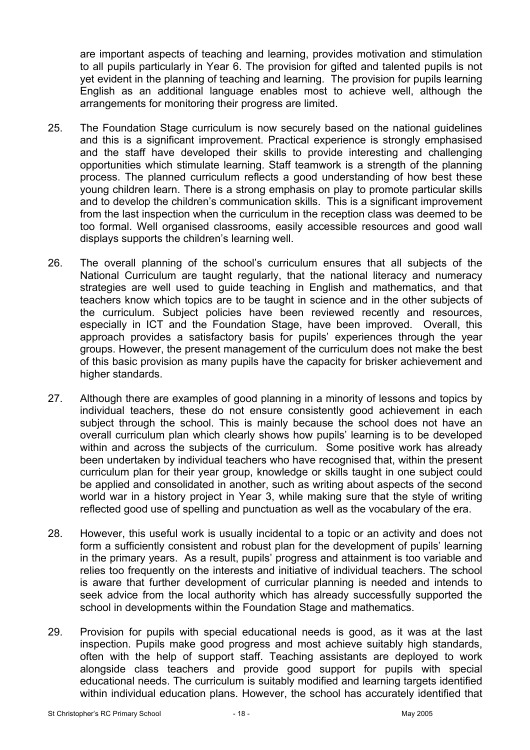are important aspects of teaching and learning, provides motivation and stimulation to all pupils particularly in Year 6. The provision for gifted and talented pupils is not yet evident in the planning of teaching and learning. The provision for pupils learning English as an additional language enables most to achieve well, although the arrangements for monitoring their progress are limited.

25. The Foundation Stage curriculum is now securely based on the national guidelines and this is a significant improvement. Practical experience is strongly emphasised and the staff have developed their skills to provide interesting and challenging opportunities which stimulate learning. Staff teamwork is a strength of the planning process. The planned curriculum reflects a good understanding of how best these young children learn. There is a strong emphasis on play to promote particular skills and to develop the children's communication skills. This is a significant improvement from the last inspection when the curriculum in the reception class was deemed to be too formal. Well organised classrooms, easily accessible resources and good wall displays supports the children's learning well.

26. The overall planning of the school's curriculum ensures that all subjects of the National Curriculum are taught regularly, that the national literacy and numeracy strategies are well used to guide teaching in English and mathematics, and that teachers know which topics are to be taught in science and in the other subjects of the curriculum. Subject policies have been reviewed recently and resources, especially in ICT and the Foundation Stage, have been improved. Overall, this approach provides a satisfactory basis for pupils' experiences through the year groups. However, the present management of the curriculum does not make the best of this basic provision as many pupils have the capacity for brisker achievement and higher standards.

27. Although there are examples of good planning in a minority of lessons and topics by individual teachers, these do not ensure consistently good achievement in each subject through the school. This is mainly because the school does not have an overall curriculum plan which clearly shows how pupils' learning is to be developed within and across the subjects of the curriculum. Some positive work has already been undertaken by individual teachers who have recognised that, within the present curriculum plan for their year group, knowledge or skills taught in one subject could be applied and consolidated in another, such as writing about aspects of the second world war in a history project in Year 3, while making sure that the style of writing reflected good use of spelling and punctuation as well as the vocabulary of the era.

28. However, this useful work is usually incidental to a topic or an activity and does not form a sufficiently consistent and robust plan for the development of pupils' learning in the primary years. As a result, pupils' progress and attainment is too variable and relies too frequently on the interests and initiative of individual teachers. The school is aware that further development of curricular planning is needed and intends to seek advice from the local authority which has already successfully supported the school in developments within the Foundation Stage and mathematics.

29. Provision for pupils with special educational needs is good, as it was at the last inspection. Pupils make good progress and most achieve suitably high standards, often with the help of support staff. Teaching assistants are deployed to work alongside class teachers and provide good support for pupils with special educational needs. The curriculum is suitably modified and learning targets identified within individual education plans. However, the school has accurately identified that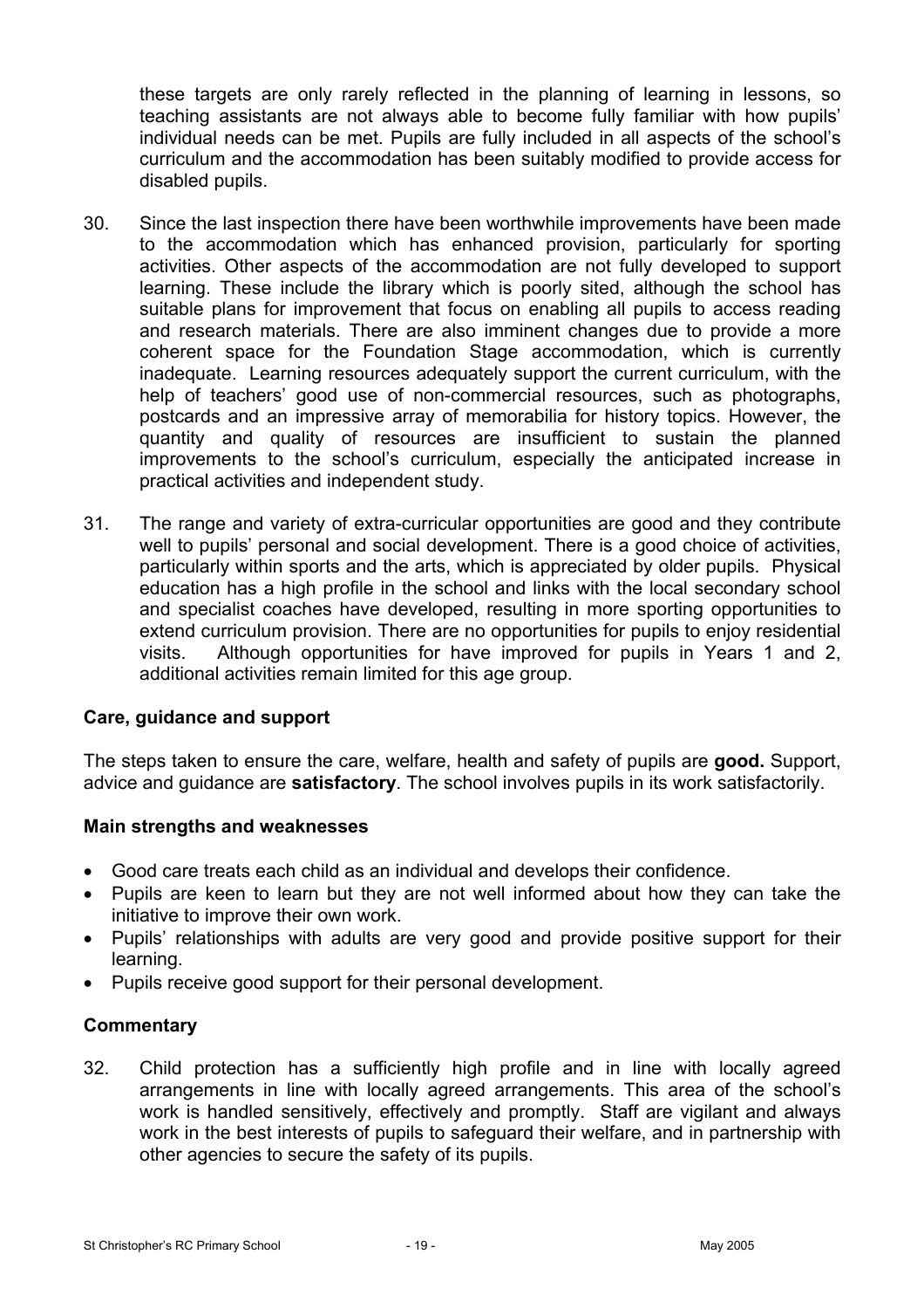these targets are only rarely reflected in the planning of learning in lessons, so teaching assistants are not always able to become fully familiar with how pupils' individual needs can be met. Pupils are fully included in all aspects of the school's curriculum and the accommodation has been suitably modified to provide access for disabled pupils.

30. Since the last inspection there have been worthwhile improvements have been made to the accommodation which has enhanced provision, particularly for sporting activities. Other aspects of the accommodation are not fully developed to support learning. These include the library which is poorly sited, although the school has suitable plans for improvement that focus on enabling all pupils to access reading and research materials. There are also imminent changes due to provide a more coherent space for the Foundation Stage accommodation, which is currently inadequate. Learning resources adequately support the current curriculum, with the help of teachers' good use of non-commercial resources, such as photographs, postcards and an impressive array of memorabilia for history topics. However, the quantity and quality of resources are insufficient to sustain the planned improvements to the school's curriculum, especially the anticipated increase in practical activities and independent study.

31. The range and variety of extra-curricular opportunities are good and they contribute well to pupils' personal and social development. There is a good choice of activities, particularly within sports and the arts, which is appreciated by older pupils. Physical education has a high profile in the school and links with the local secondary school and specialist coaches have developed, resulting in more sporting opportunities to extend curriculum provision. There are no opportunities for pupils to enjoy residential visits. Although opportunities for have improved for pupils in Years 1 and 2, additional activities remain limited for this age group.

### Care, guidance and support

The steps taken to ensure the care, welfare, health and safety of pupils are **good.** Support, advice and guidance are **satisfactory**. The school involves pupils in its work satisfactorily.

#### Main strengths and weaknesses

- Good care treats each child as an individual and develops their confidence.
- Pupils are keen to learn but they are not well informed about how they can take the initiative to improve their own work.
- Pupils' relationships with adults are very good and provide positive support for their learning.
- Pupils receive good support for their personal development.

#### Commentary

32. Child protection has a sufficiently high profile and in line with locally agreed arrangements in line with locally agreed arrangements. This area of the school's work is handled sensitively, effectively and promptly. Staff are vigilant and always work in the best interests of pupils to safeguard their welfare, and in partnership with other agencies to secure the safety of its pupils.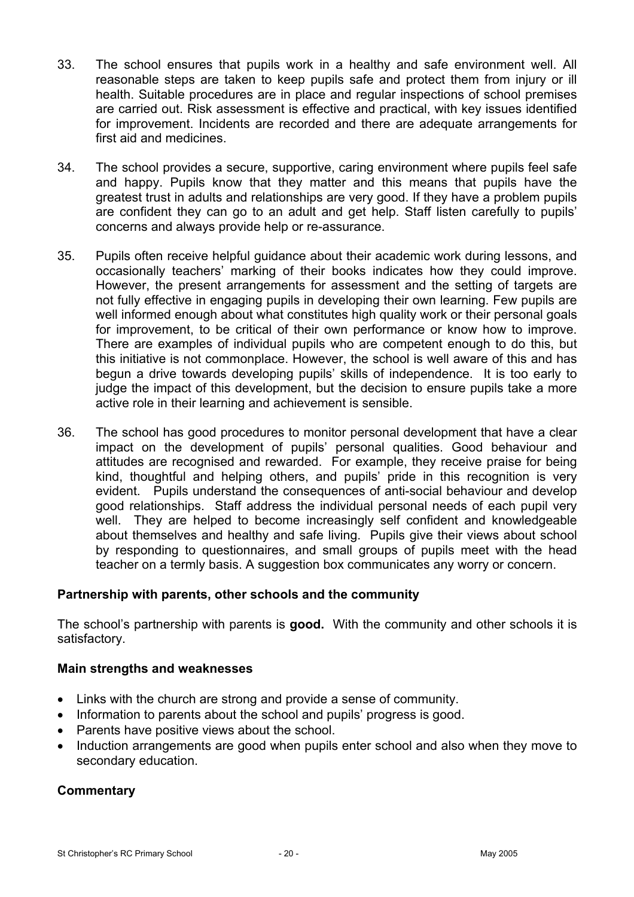33. The school ensures that pupils work in a healthy and safe environment well. All reasonable steps are taken to keep pupils safe and protect them from injury or ill health. Suitable procedures are in place and regular inspections of school premises are carried out. Risk assessment is effective and practical, with key issues identified for improvement. Incidents are recorded and there are adequate arrangements for first aid and medicines.

34. The school provides a secure, supportive, caring environment where pupils feel safe and happy. Pupils know that they matter and this means that pupils have the greatest trust in adults and relationships are very good. If they have a problem pupils are confident they can go to an adult and get help. Staff listen carefully to pupils' concerns and always provide help or re-assurance.

35. Pupils often receive helpful guidance about their academic work during lessons, and occasionally teachers' marking of their books indicates how they could improve. However, the present arrangements for assessment and the setting of targets are not fully effective in engaging pupils in developing their own learning. Few pupils are well informed enough about what constitutes high quality work or their personal goals for improvement, to be critical of their own performance or know how to improve. There are examples of individual pupils who are competent enough to do this, but this initiative is not commonplace. However, the school is well aware of this and has begun a drive towards developing pupils' skills of independence. It is too early to judge the impact of this development, but the decision to ensure pupils take a more active role in their learning and achievement is sensible.

36. The school has good procedures to monitor personal development that have a clear impact on the development of pupils' personal qualities. Good behaviour and attitudes are recognised and rewarded. For example, they receive praise for being kind, thoughtful and helping others, and pupils' pride in this recognition is very evident. Pupils understand the consequences of anti-social behaviour and develop good relationships. Staff address the individual personal needs of each pupil very well. They are helped to become increasingly self confident and knowledgeable about themselves and healthy and safe living. Pupils give their views about school by responding to questionnaires, and small groups of pupils meet with the head teacher on a termly basis. A suggestion box communicates any worry or concern.

### Partnership with parents, other schools and the community

The school's partnership with parents is **good.** With the community and other schools it is satisfactory.

### Main strengths and weaknesses

- Links with the church are strong and provide a sense of community.
- Information to parents about the school and pupils' progress is good.
- Parents have positive views about the school.
- Induction arrangements are good when pupils enter school and also when they move to secondary education.

### Commentary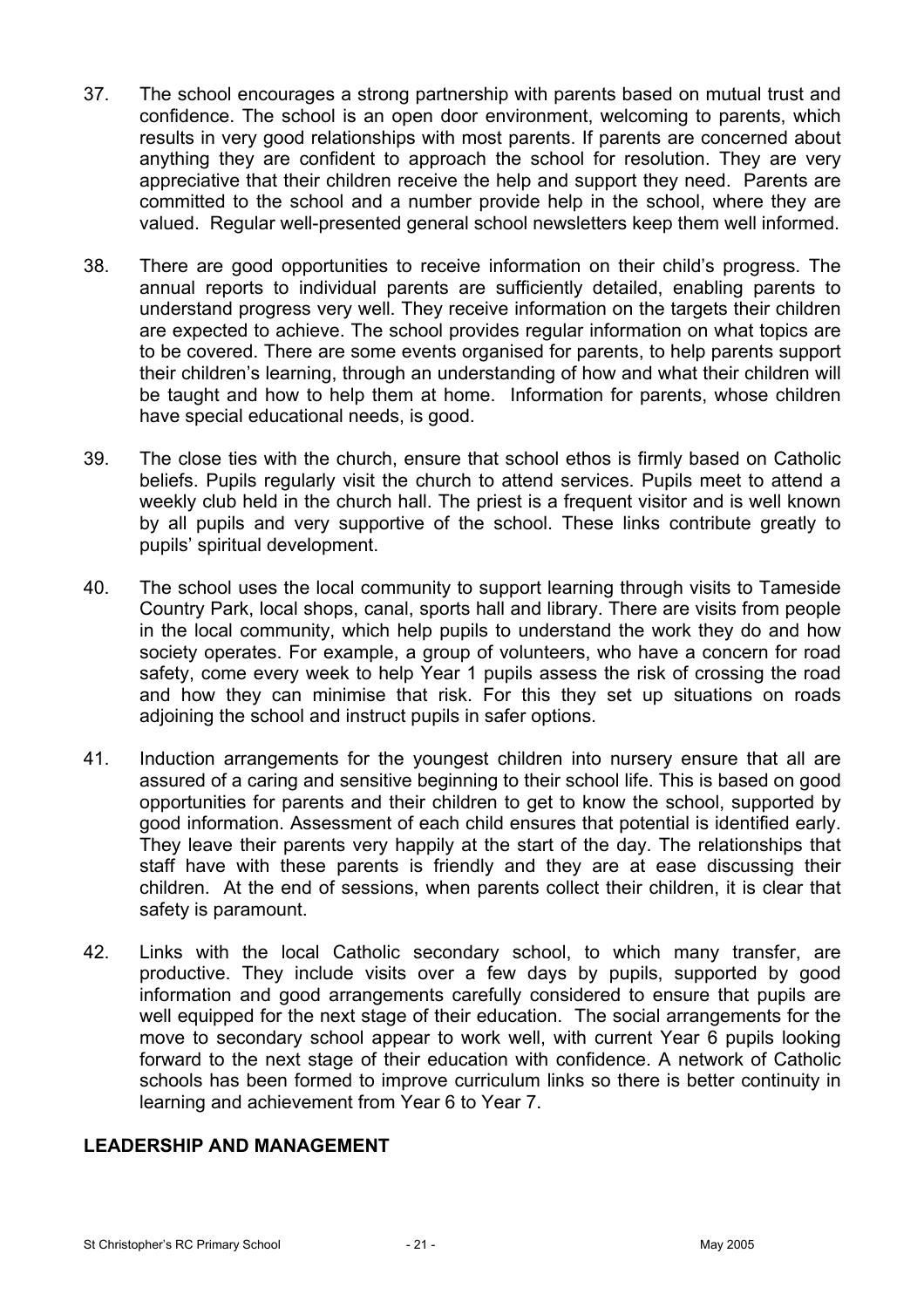37. The school encourages a strong partnership with parents based on mutual trust and confidence. The school is an open door environment, welcoming to parents, which results in very good relationships with most parents. If parents are concerned about anything they are confident to approach the school for resolution. They are very appreciative that their children receive the help and support they need. Parents are committed to the school and a number provide help in the school, where they are valued. Regular well-presented general school newsletters keep them well informed.

38. There are good opportunities to receive information on their child's progress. The annual reports to individual parents are sufficiently detailed, enabling parents to understand progress very well. They receive information on the targets their children are expected to achieve. The school provides regular information on what topics are to be covered. There are some events organised for parents, to help parents support their children's learning, through an understanding of how and what their children will be taught and how to help them at home. Information for parents, whose children have special educational needs, is good.

39. The close ties with the church, ensure that school ethos is firmly based on Catholic beliefs. Pupils regularly visit the church to attend services. Pupils meet to attend a weekly club held in the church hall. The priest is a frequent visitor and is well known by all pupils and very supportive of the school. These links contribute greatly to pupils' spiritual development.

40. The school uses the local community to support learning through visits to Tameside Country Park, local shops, canal, sports hall and library. There are visits from people in the local community, which help pupils to understand the work they do and how society operates. For example, a group of volunteers, who have a concern for road safety, come every week to help Year 1 pupils assess the risk of crossing the road and how they can minimise that risk. For this they set up situations on roads adjoining the school and instruct pupils in safer options.

41. Induction arrangements for the youngest children into nursery ensure that all are assured of a caring and sensitive beginning to their school life. This is based on good opportunities for parents and their children to get to know the school, supported by good information. Assessment of each child ensures that potential is identified early. They leave their parents very happily at the start of the day. The relationships that staff have with these parents is friendly and they are at ease discussing their children. At the end of sessions, when parents collect their children, it is clear that safety is paramount.

42. Links with the local Catholic secondary school, to which many transfer, are productive. They include visits over a few days by pupils, supported by good information and good arrangements carefully considered to ensure that pupils are well equipped for the next stage of their education. The social arrangements for the move to secondary school appear to work well, with current Year 6 pupils looking forward to the next stage of their education with confidence. A network of Catholic schools has been formed to improve curriculum links so there is better continuity in learning and achievement from Year 6 to Year 7.

## LEADERSHIP AND MANAGEMENT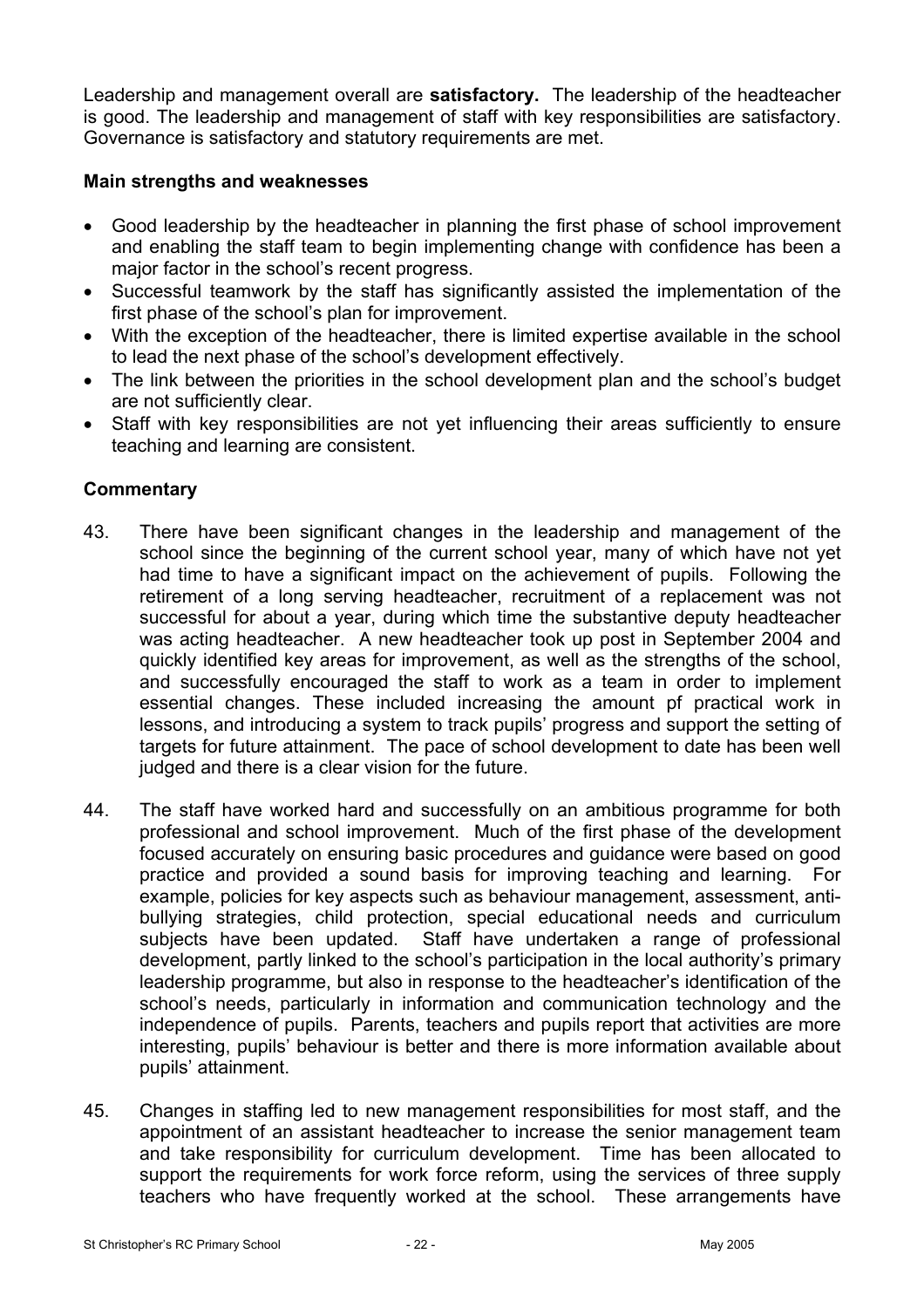Leadership and management overall are **satisfactory.** The leadership of the headteacher is good. The leadership and management of staff with key responsibilities are satisfactory. Governance is satisfactory and statutory requirements are met.

### Main strengths and weaknesses

- Good leadership by the headteacher in planning the first phase of school improvement and enabling the staff team to begin implementing change with confidence has been a major factor in the school's recent progress.
- Successful teamwork by the staff has significantly assisted the implementation of the first phase of the school's plan for improvement.
- With the exception of the headteacher, there is limited expertise available in the school to lead the next phase of the school's development effectively.
- The link between the priorities in the school development plan and the school's budget are not sufficiently clear.
- Staff with key responsibilities are not yet influencing their areas sufficiently to ensure teaching and learning are consistent.

### Commentary

43. There have been significant changes in the leadership and management of the school since the beginning of the current school year, many of which have not yet had time to have a significant impact on the achievement of pupils. Following the retirement of a long serving headteacher, recruitment of a replacement was not successful for about a year, during which time the substantive deputy headteacher was acting headteacher. A new headteacher took up post in September 2004 and quickly identified key areas for improvement, as well as the strengths of the school, and successfully encouraged the staff to work as a team in order to implement essential changes. These included increasing the amount pf practical work in lessons, and introducing a system to track pupils' progress and support the setting of targets for future attainment. The pace of school development to date has been well judged and there is a clear vision for the future.

44. The staff have worked hard and successfully on an ambitious programme for both professional and school improvement. Much of the first phase of the development focused accurately on ensuring basic procedures and guidance were based on good practice and provided a sound basis for improving teaching and learning. For example, policies for key aspects such as behaviour management, assessment, anti-bullying strategies, child protection, special educational needs and curriculum subjects have been updated. Staff have undertaken a range of professional development, partly linked to the school's participation in the local authority's primary leadership programme, but also in response to the headteacher's identification of the school's needs, particularly in information and communication technology and the independence of pupils. Parents, teachers and pupils report that activities are more interesting, pupils' behaviour is better and there is more information available about pupils' attainment.

45. Changes in staffing led to new management responsibilities for most staff, and the appointment of an assistant headteacher to increase the senior management team and take responsibility for curriculum development. Time has been allocated to support the requirements for work force reform, using the services of three supply teachers who have frequently worked at the school. These arrangements have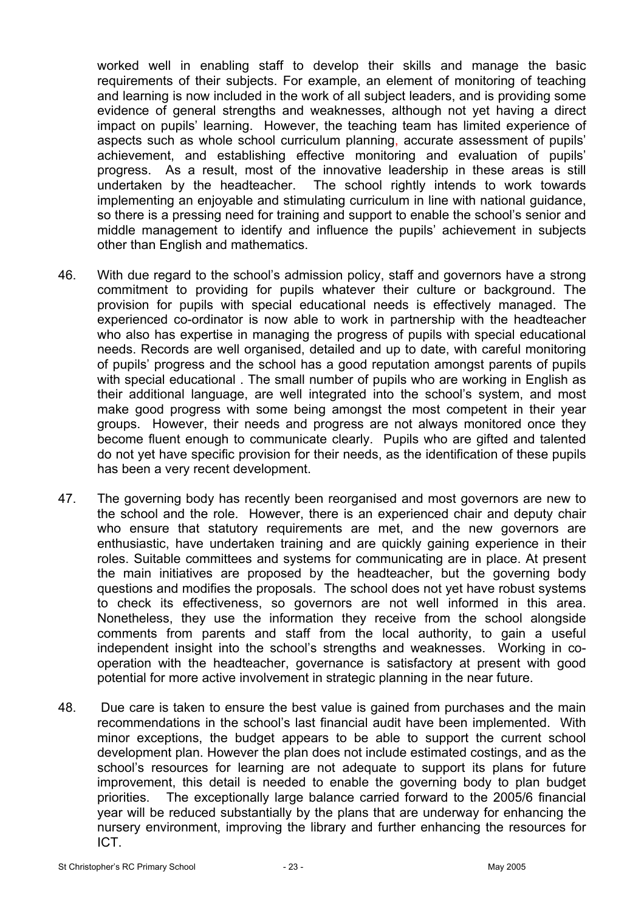worked well in enabling staff to develop their skills and manage the basic requirements of their subjects. For example, an element of monitoring of teaching and learning is now included in the work of all subject leaders, and is providing some evidence of general strengths and weaknesses, although not yet having a direct impact on pupils' learning. However, the teaching team has limited experience of aspects such as whole school curriculum planning, accurate assessment of pupils' achievement, and establishing effective monitoring and evaluation of pupils' progress. As a result, most of the innovative leadership in these areas is still undertaken by the headteacher. The school rightly intends to work towards implementing an enjoyable and stimulating curriculum in line with national guidance, so there is a pressing need for training and support to enable the school's senior and middle management to identify and influence the pupils' achievement in subjects other than English and mathematics.

46. With due regard to the school's admission policy, staff and governors have a strong commitment to providing for pupils whatever their culture or background. The provision for pupils with special educational needs is effectively managed. The experienced co-ordinator is now able to work in partnership with the headteacher who also has expertise in managing the progress of pupils with special educational needs. Records are well organised, detailed and up to date, with careful monitoring of pupils' progress and the school has a good reputation amongst parents of pupils with special educational . The small number of pupils who are working in English as their additional language, are well integrated into the school's system, and most make good progress with some being amongst the most competent in their year groups. However, their needs and progress are not always monitored once they become fluent enough to communicate clearly. Pupils who are gifted and talented do not yet have specific provision for their needs, as the identification of these pupils has been a very recent development.

47. The governing body has recently been reorganised and most governors are new to the school and the role. However, there is an experienced chair and deputy chair who ensure that statutory requirements are met, and the new governors are enthusiastic, have undertaken training and are quickly gaining experience in their roles. Suitable committees and systems for communicating are in place. At present the main initiatives are proposed by the headteacher, but the governing body questions and modifies the proposals. The school does not yet have robust systems to check its effectiveness, so governors are not well informed in this area. Nonetheless, they use the information they receive from the school alongside comments from parents and staff from the local authority, to gain a useful independent insight into the school's strengths and weaknesses. Working in co-operation with the headteacher, governance is satisfactory at present with good potential for more active involvement in strategic planning in the near future.

48. Due care is taken to ensure the best value is gained from purchases and the main recommendations in the school's last financial audit have been implemented. With minor exceptions, the budget appears to be able to support the current school development plan. However the plan does not include estimated costings, and as the school's resources for learning are not adequate to support its plans for future improvement, this detail is needed to enable the governing body to plan budget priorities. The exceptionally large balance carried forward to the 2005/6 financial year will be reduced substantially by the plans that are underway for enhancing the nursery environment, improving the library and further enhancing the resources for ICT.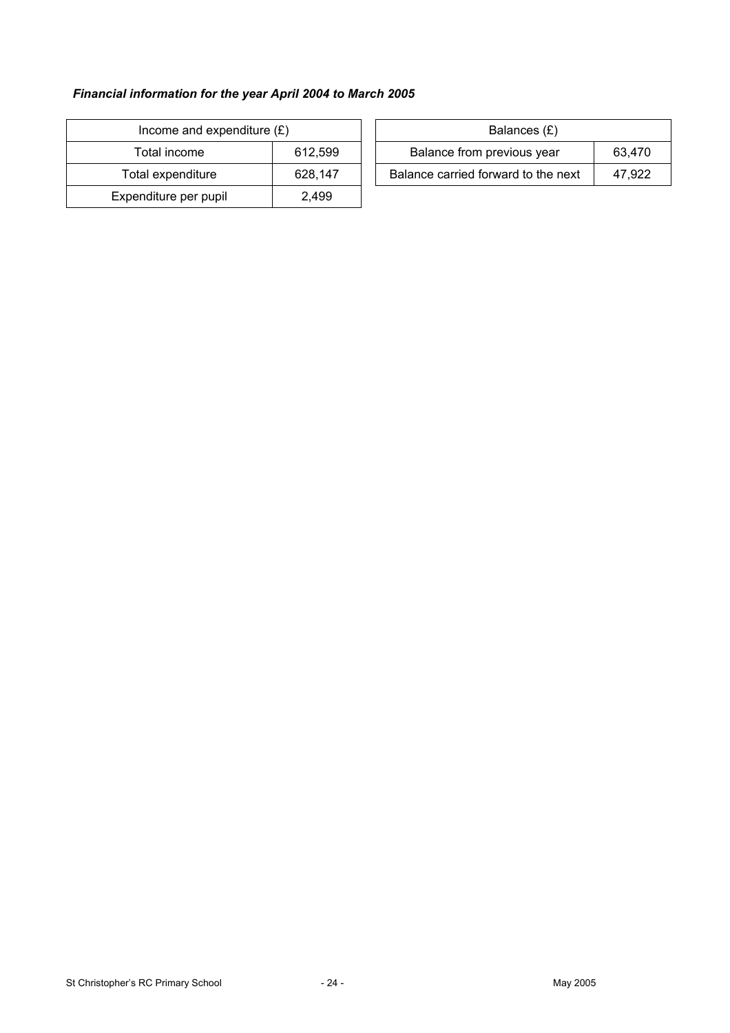***Financial information for the year April 2004 to March 2005***

| Income and expenditure (£) | |
|---|---|
| Total income | 612,599 |
| Total expenditure | 628,147 |
| Expenditure per pupil | 2,499 |

| Balances (£) | |
|---|---|
| Balance from previous year | 63,470 |
| Balance carried forward to the next | 47,922 |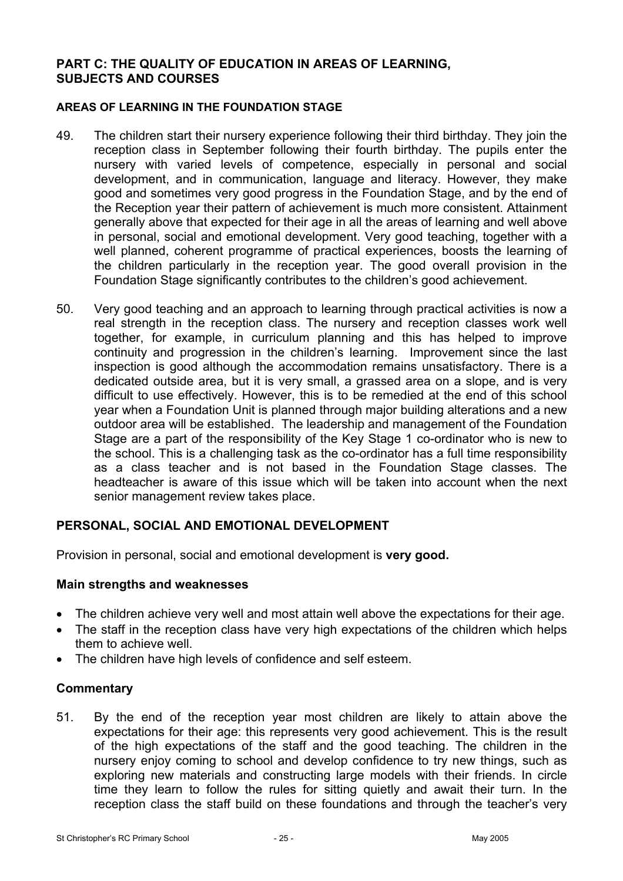## PART C: THE QUALITY OF EDUCATION IN AREAS OF LEARNING, SUBJECTS AND COURSES

### AREAS OF LEARNING IN THE FOUNDATION STAGE

49. The children start their nursery experience following their third birthday. They join the reception class in September following their fourth birthday. The pupils enter the nursery with varied levels of competence, especially in personal and social development, and in communication, language and literacy. However, they make good and sometimes very good progress in the Foundation Stage, and by the end of the Reception year their pattern of achievement is much more consistent. Attainment generally above that expected for their age in all the areas of learning and well above in personal, social and emotional development. Very good teaching, together with a well planned, coherent programme of practical experiences, boosts the learning of the children particularly in the reception year. The good overall provision in the Foundation Stage significantly contributes to the children's good achievement.

50. Very good teaching and an approach to learning through practical activities is now a real strength in the reception class. The nursery and reception classes work well together, for example, in curriculum planning and this has helped to improve continuity and progression in the children's learning. Improvement since the last inspection is good although the accommodation remains unsatisfactory. There is a dedicated outside area, but it is very small, a grassed area on a slope, and is very difficult to use effectively. However, this is to be remedied at the end of this school year when a Foundation Unit is planned through major building alterations and a new outdoor area will be established. The leadership and management of the Foundation Stage are a part of the responsibility of the Key Stage 1 co-ordinator who is new to the school. This is a challenging task as the co-ordinator has a full time responsibility as a class teacher and is not based in the Foundation Stage classes. The headteacher is aware of this issue which will be taken into account when the next senior management review takes place.

## PERSONAL, SOCIAL AND EMOTIONAL DEVELOPMENT

Provision in personal, social and emotional development is **very good.**

### Main strengths and weaknesses

- The children achieve very well and most attain well above the expectations for their age.
- The staff in the reception class have very high expectations of the children which helps them to achieve well.
- The children have high levels of confidence and self esteem.

### Commentary

51. By the end of the reception year most children are likely to attain above the expectations for their age: this represents very good achievement. This is the result of the high expectations of the staff and the good teaching. The children in the nursery enjoy coming to school and develop confidence to try new things, such as exploring new materials and constructing large models with their friends. In circle time they learn to follow the rules for sitting quietly and await their turn. In the reception class the staff build on these foundations and through the teacher's very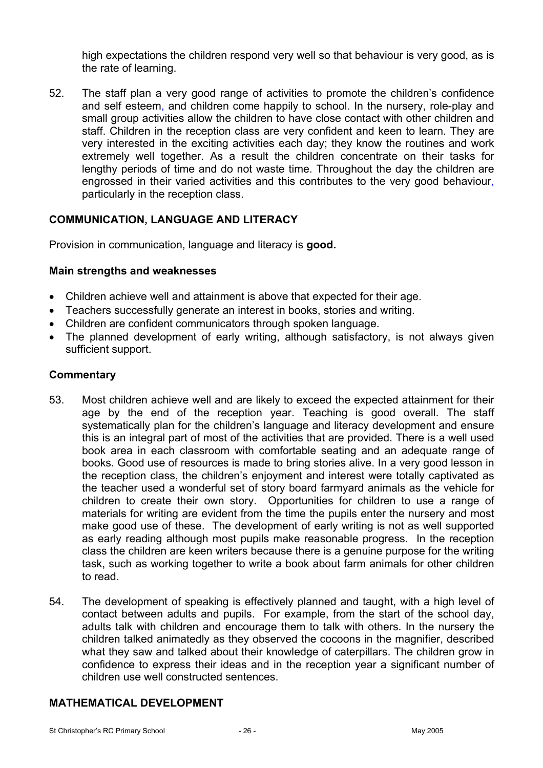high expectations the children respond very well so that behaviour is very good, as is the rate of learning.

52. The staff plan a very good range of activities to promote the children's confidence and self esteem, and children come happily to school. In the nursery, role-play and small group activities allow the children to have close contact with other children and staff. Children in the reception class are very confident and keen to learn. They are very interested in the exciting activities each day; they know the routines and work extremely well together. As a result the children concentrate on their tasks for lengthy periods of time and do not waste time. Throughout the day the children are engrossed in their varied activities and this contributes to the very good behaviour, particularly in the reception class.

## COMMUNICATION, LANGUAGE AND LITERACY

Provision in communication, language and literacy is **good.**

### Main strengths and weaknesses

- Children achieve well and attainment is above that expected for their age.
- Teachers successfully generate an interest in books, stories and writing.
- Children are confident communicators through spoken language.
- The planned development of early writing, although satisfactory, is not always given sufficient support.

### Commentary

53. Most children achieve well and are likely to exceed the expected attainment for their age by the end of the reception year. Teaching is good overall. The staff systematically plan for the children's language and literacy development and ensure this is an integral part of most of the activities that are provided. There is a well used book area in each classroom with comfortable seating and an adequate range of books. Good use of resources is made to bring stories alive. In a very good lesson in the reception class, the children's enjoyment and interest were totally captivated as the teacher used a wonderful set of story board farmyard animals as the vehicle for children to create their own story. Opportunities for children to use a range of materials for writing are evident from the time the pupils enter the nursery and most make good use of these. The development of early writing is not as well supported as early reading although most pupils make reasonable progress. In the reception class the children are keen writers because there is a genuine purpose for the writing task, such as working together to write a book about farm animals for other children to read.

54. The development of speaking is effectively planned and taught, with a high level of contact between adults and pupils. For example, from the start of the school day, adults talk with children and encourage them to talk with others. In the nursery the children talked animatedly as they observed the cocoons in the magnifier, described what they saw and talked about their knowledge of caterpillars. The children grow in confidence to express their ideas and in the reception year a significant number of children use well constructed sentences.

## MATHEMATICAL DEVELOPMENT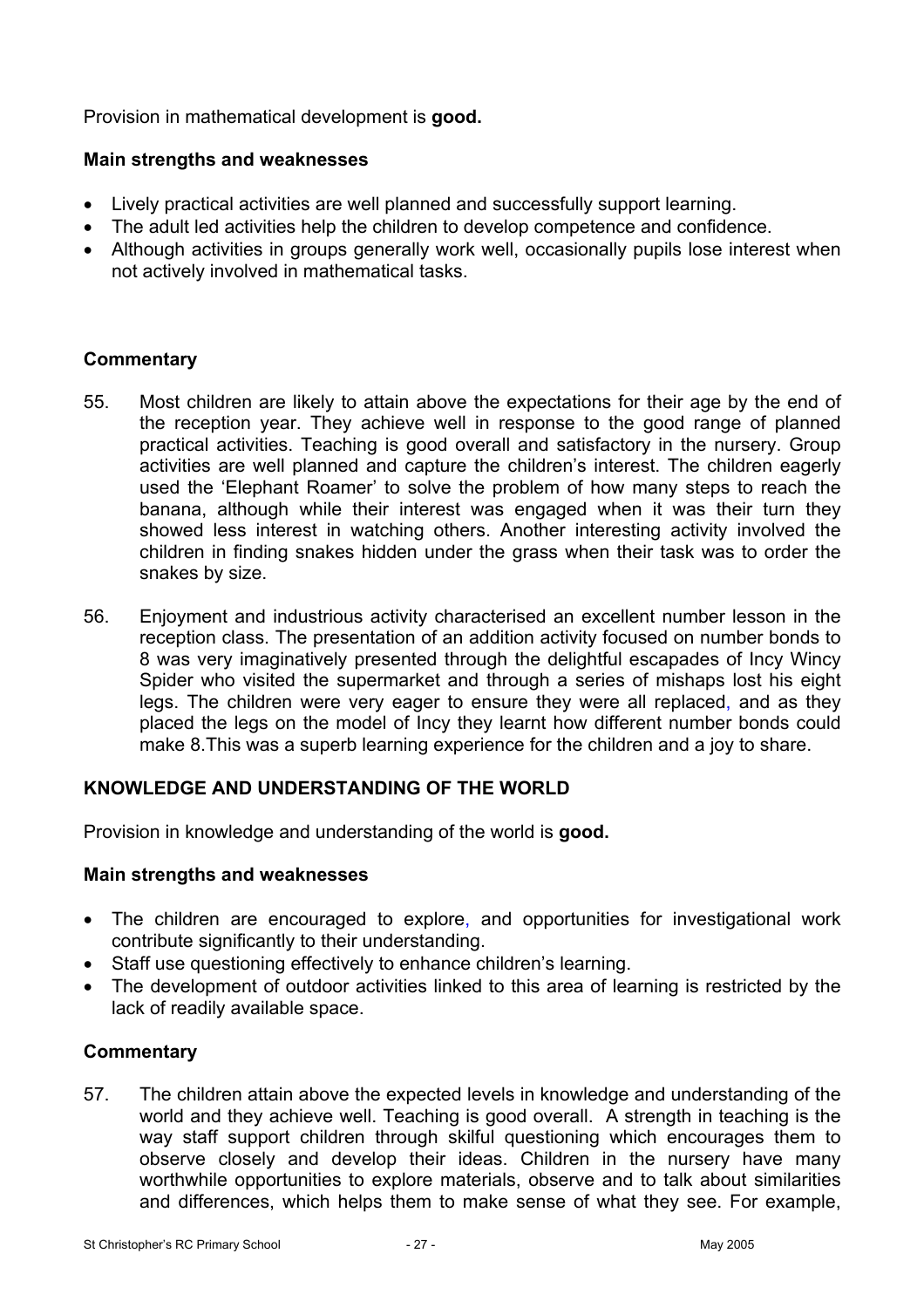Provision in mathematical development is **good.**

### Main strengths and weaknesses

- Lively practical activities are well planned and successfully support learning.
- The adult led activities help the children to develop competence and confidence.
- Although activities in groups generally work well, occasionally pupils lose interest when not actively involved in mathematical tasks.

### Commentary

55. Most children are likely to attain above the expectations for their age by the end of the reception year. They achieve well in response to the good range of planned practical activities. Teaching is good overall and satisfactory in the nursery. Group activities are well planned and capture the children's interest. The children eagerly used the 'Elephant Roamer' to solve the problem of how many steps to reach the banana, although while their interest was engaged when it was their turn they showed less interest in watching others. Another interesting activity involved the children in finding snakes hidden under the grass when their task was to order the snakes by size.

56. Enjoyment and industrious activity characterised an excellent number lesson in the reception class. The presentation of an addition activity focused on number bonds to 8 was very imaginatively presented through the delightful escapades of Incy Wincy Spider who visited the supermarket and through a series of mishaps lost his eight legs. The children were very eager to ensure they were all replaced, and as they placed the legs on the model of Incy they learnt how different number bonds could make 8.This was a superb learning experience for the children and a joy to share.

## KNOWLEDGE AND UNDERSTANDING OF THE WORLD

Provision in knowledge and understanding of the world is **good.**

### Main strengths and weaknesses

- The children are encouraged to explore, and opportunities for investigational work contribute significantly to their understanding.
- Staff use questioning effectively to enhance children's learning.
- The development of outdoor activities linked to this area of learning is restricted by the lack of readily available space.

### Commentary

57. The children attain above the expected levels in knowledge and understanding of the world and they achieve well. Teaching is good overall. A strength in teaching is the way staff support children through skilful questioning which encourages them to observe closely and develop their ideas. Children in the nursery have many worthwhile opportunities to explore materials, observe and to talk about similarities and differences, which helps them to make sense of what they see. For example,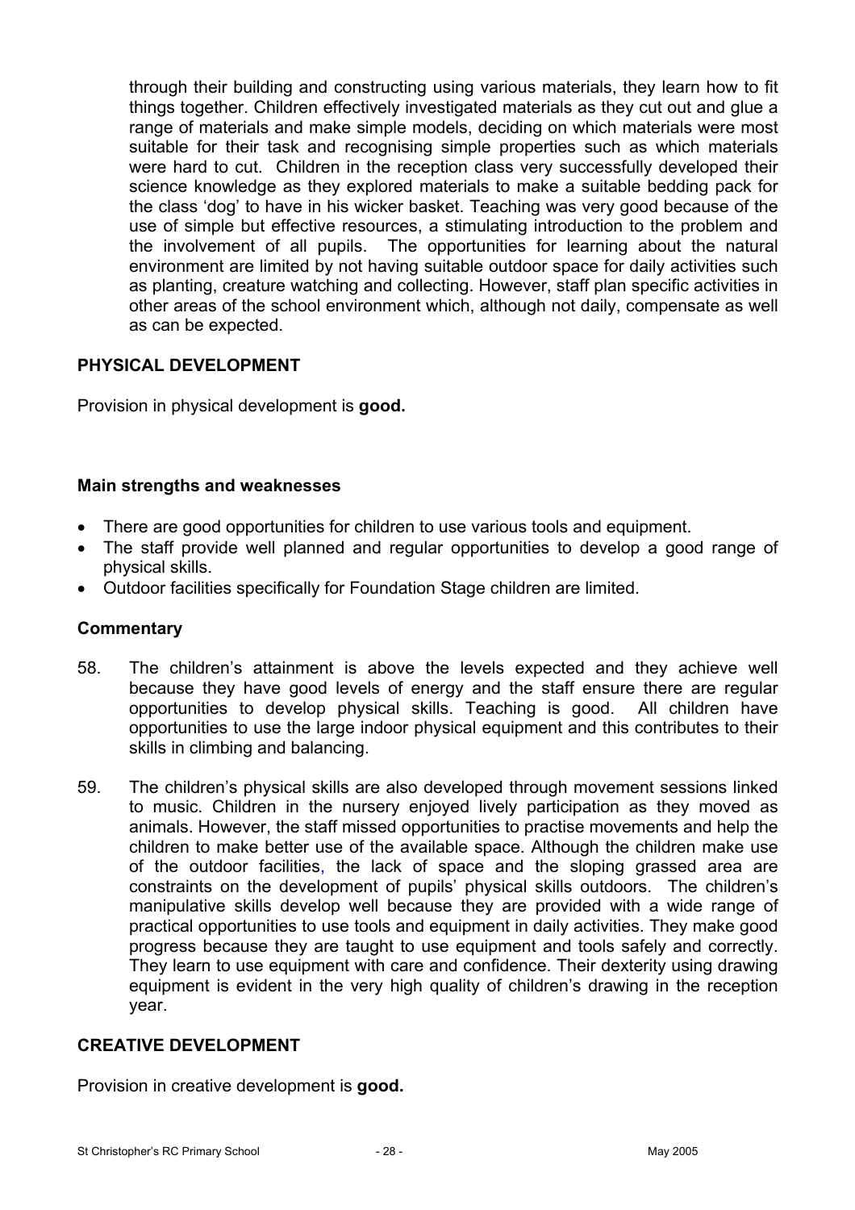through their building and constructing using various materials, they learn how to fit things together. Children effectively investigated materials as they cut out and glue a range of materials and make simple models, deciding on which materials were most suitable for their task and recognising simple properties such as which materials were hard to cut. Children in the reception class very successfully developed their science knowledge as they explored materials to make a suitable bedding pack for the class 'dog' to have in his wicker basket. Teaching was very good because of the use of simple but effective resources, a stimulating introduction to the problem and the involvement of all pupils. The opportunities for learning about the natural environment are limited by not having suitable outdoor space for daily activities such as planting, creature watching and collecting. However, staff plan specific activities in other areas of the school environment which, although not daily, compensate as well as can be expected.

## PHYSICAL DEVELOPMENT

Provision in physical development is **good.**

### Main strengths and weaknesses

- There are good opportunities for children to use various tools and equipment.
- The staff provide well planned and regular opportunities to develop a good range of physical skills.
- Outdoor facilities specifically for Foundation Stage children are limited.

### Commentary

58. The children's attainment is above the levels expected and they achieve well because they have good levels of energy and the staff ensure there are regular opportunities to develop physical skills. Teaching is good. All children have opportunities to use the large indoor physical equipment and this contributes to their skills in climbing and balancing.

59. The children's physical skills are also developed through movement sessions linked to music. Children in the nursery enjoyed lively participation as they moved as animals. However, the staff missed opportunities to practise movements and help the children to make better use of the available space. Although the children make use of the outdoor facilities, the lack of space and the sloping grassed area are constraints on the development of pupils' physical skills outdoors. The children's manipulative skills develop well because they are provided with a wide range of practical opportunities to use tools and equipment in daily activities. They make good progress because they are taught to use equipment and tools safely and correctly. They learn to use equipment with care and confidence. Their dexterity using drawing equipment is evident in the very high quality of children's drawing in the reception year.

## CREATIVE DEVELOPMENT

Provision in creative development is **good.**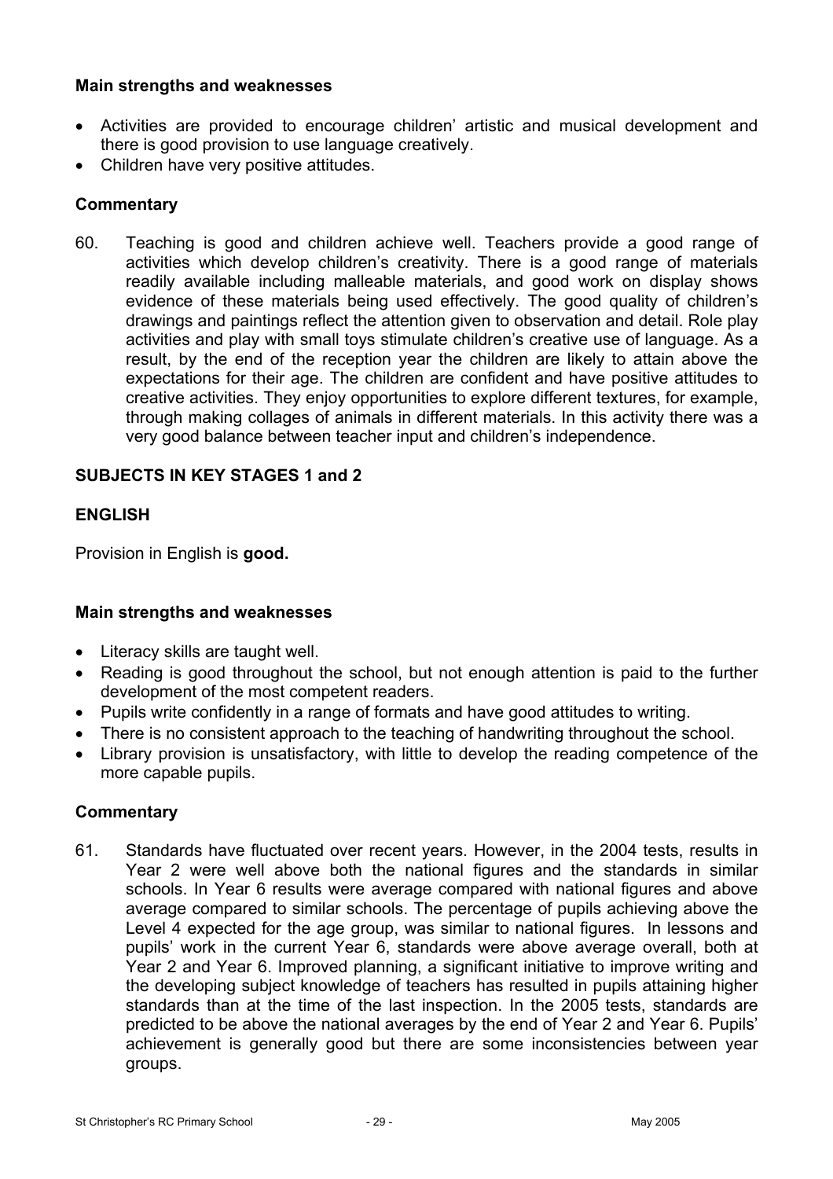### Main strengths and weaknesses

- Activities are provided to encourage children' artistic and musical development and there is good provision to use language creatively.
- Children have very positive attitudes.

### Commentary

60. Teaching is good and children achieve well. Teachers provide a good range of activities which develop children's creativity. There is a good range of materials readily available including malleable materials, and good work on display shows evidence of these materials being used effectively. The good quality of children's drawings and paintings reflect the attention given to observation and detail. Role play activities and play with small toys stimulate children's creative use of language. As a result, by the end of the reception year the children are likely to attain above the expectations for their age. The children are confident and have positive attitudes to creative activities. They enjoy opportunities to explore different textures, for example, through making collages of animals in different materials. In this activity there was a very good balance between teacher input and children's independence.

## SUBJECTS IN KEY STAGES 1 and 2

## ENGLISH

Provision in English is **good.**

### Main strengths and weaknesses

- Literacy skills are taught well.
- Reading is good throughout the school, but not enough attention is paid to the further development of the most competent readers.
- Pupils write confidently in a range of formats and have good attitudes to writing.
- There is no consistent approach to the teaching of handwriting throughout the school.
- Library provision is unsatisfactory, with little to develop the reading competence of the more capable pupils.

### Commentary

61. Standards have fluctuated over recent years. However, in the 2004 tests, results in Year 2 were well above both the national figures and the standards in similar schools. In Year 6 results were average compared with national figures and above average compared to similar schools. The percentage of pupils achieving above the Level 4 expected for the age group, was similar to national figures. In lessons and pupils' work in the current Year 6, standards were above average overall, both at Year 2 and Year 6. Improved planning, a significant initiative to improve writing and the developing subject knowledge of teachers has resulted in pupils attaining higher standards than at the time of the last inspection. In the 2005 tests, standards are predicted to be above the national averages by the end of Year 2 and Year 6. Pupils' achievement is generally good but there are some inconsistencies between year groups.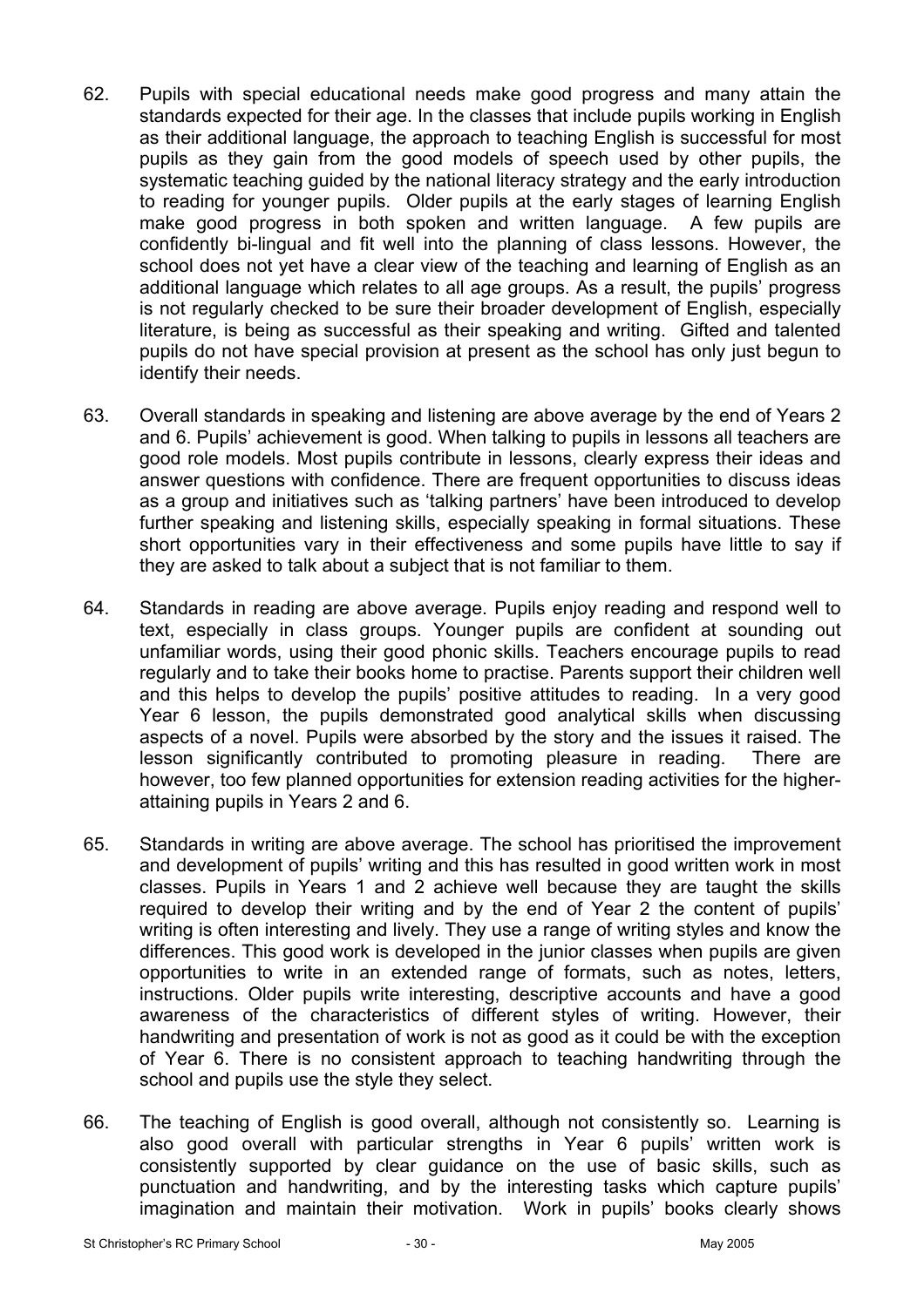62. Pupils with special educational needs make good progress and many attain the standards expected for their age. In the classes that include pupils working in English as their additional language, the approach to teaching English is successful for most pupils as they gain from the good models of speech used by other pupils, the systematic teaching guided by the national literacy strategy and the early introduction to reading for younger pupils. Older pupils at the early stages of learning English make good progress in both spoken and written language. A few pupils are confidently bi-lingual and fit well into the planning of class lessons. However, the school does not yet have a clear view of the teaching and learning of English as an additional language which relates to all age groups. As a result, the pupils' progress is not regularly checked to be sure their broader development of English, especially literature, is being as successful as their speaking and writing. Gifted and talented pupils do not have special provision at present as the school has only just begun to identify their needs.

63. Overall standards in speaking and listening are above average by the end of Years 2 and 6. Pupils' achievement is good. When talking to pupils in lessons all teachers are good role models. Most pupils contribute in lessons, clearly express their ideas and answer questions with confidence. There are frequent opportunities to discuss ideas as a group and initiatives such as 'talking partners' have been introduced to develop further speaking and listening skills, especially speaking in formal situations. These short opportunities vary in their effectiveness and some pupils have little to say if they are asked to talk about a subject that is not familiar to them.

64. Standards in reading are above average. Pupils enjoy reading and respond well to text, especially in class groups. Younger pupils are confident at sounding out unfamiliar words, using their good phonic skills. Teachers encourage pupils to read regularly and to take their books home to practise. Parents support their children well and this helps to develop the pupils' positive attitudes to reading. In a very good Year 6 lesson, the pupils demonstrated good analytical skills when discussing aspects of a novel. Pupils were absorbed by the story and the issues it raised. The lesson significantly contributed to promoting pleasure in reading. There are however, too few planned opportunities for extension reading activities for the higher-attaining pupils in Years 2 and 6.

65. Standards in writing are above average. The school has prioritised the improvement and development of pupils' writing and this has resulted in good written work in most classes. Pupils in Years 1 and 2 achieve well because they are taught the skills required to develop their writing and by the end of Year 2 the content of pupils' writing is often interesting and lively. They use a range of writing styles and know the differences. This good work is developed in the junior classes when pupils are given opportunities to write in an extended range of formats, such as notes, letters, instructions. Older pupils write interesting, descriptive accounts and have a good awareness of the characteristics of different styles of writing. However, their handwriting and presentation of work is not as good as it could be with the exception of Year 6. There is no consistent approach to teaching handwriting through the school and pupils use the style they select.

66. The teaching of English is good overall, although not consistently so. Learning is also good overall with particular strengths in Year 6 pupils' written work is consistently supported by clear guidance on the use of basic skills, such as punctuation and handwriting, and by the interesting tasks which capture pupils' imagination and maintain their motivation. Work in pupils' books clearly shows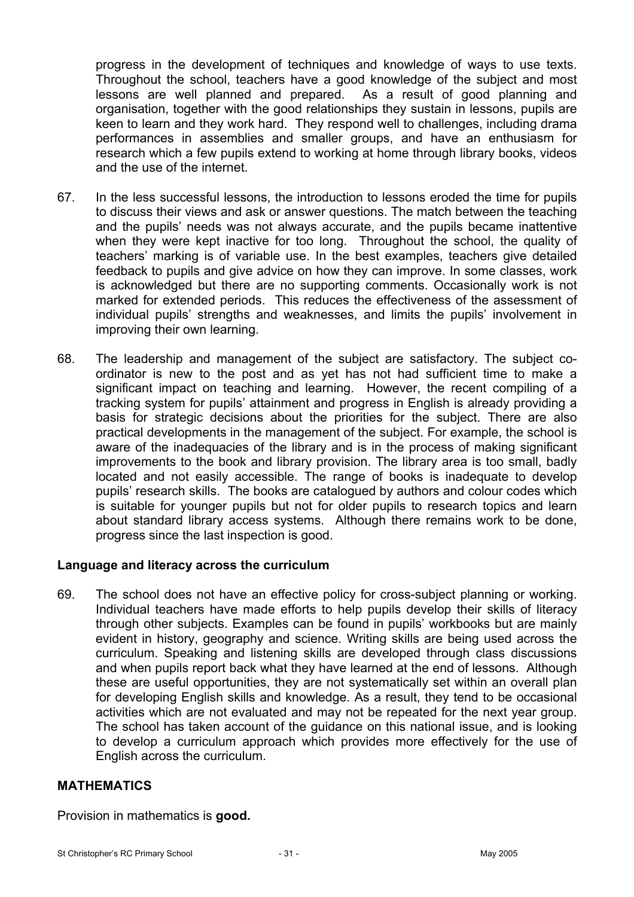progress in the development of techniques and knowledge of ways to use texts. Throughout the school, teachers have a good knowledge of the subject and most lessons are well planned and prepared. As a result of good planning and organisation, together with the good relationships they sustain in lessons, pupils are keen to learn and they work hard. They respond well to challenges, including drama performances in assemblies and smaller groups, and have an enthusiasm for research which a few pupils extend to working at home through library books, videos and the use of the internet.

67. In the less successful lessons, the introduction to lessons eroded the time for pupils to discuss their views and ask or answer questions. The match between the teaching and the pupils' needs was not always accurate, and the pupils became inattentive when they were kept inactive for too long. Throughout the school, the quality of teachers' marking is of variable use. In the best examples, teachers give detailed feedback to pupils and give advice on how they can improve. In some classes, work is acknowledged but there are no supporting comments. Occasionally work is not marked for extended periods. This reduces the effectiveness of the assessment of individual pupils' strengths and weaknesses, and limits the pupils' involvement in improving their own learning.

68. The leadership and management of the subject are satisfactory. The subject co-ordinator is new to the post and as yet has not had sufficient time to make a significant impact on teaching and learning. However, the recent compiling of a tracking system for pupils' attainment and progress in English is already providing a basis for strategic decisions about the priorities for the subject. There are also practical developments in the management of the subject. For example, the school is aware of the inadequacies of the library and is in the process of making significant improvements to the book and library provision. The library area is too small, badly located and not easily accessible. The range of books is inadequate to develop pupils' research skills. The books are catalogued by authors and colour codes which is suitable for younger pupils but not for older pupils to research topics and learn about standard library access systems. Although there remains work to be done, progress since the last inspection is good.

**Language and literacy across the curriculum**

69. The school does not have an effective policy for cross-subject planning or working. Individual teachers have made efforts to help pupils develop their skills of literacy through other subjects. Examples can be found in pupils' workbooks but are mainly evident in history, geography and science. Writing skills are being used across the curriculum. Speaking and listening skills are developed through class discussions and when pupils report back what they have learned at the end of lessons. Although these are useful opportunities, they are not systematically set within an overall plan for developing English skills and knowledge. As a result, they tend to be occasional activities which are not evaluated and may not be repeated for the next year group. The school has taken account of the guidance on this national issue, and is looking to develop a curriculum approach which provides more effectively for the use of English across the curriculum.

## MATHEMATICS

Provision in mathematics is **good.**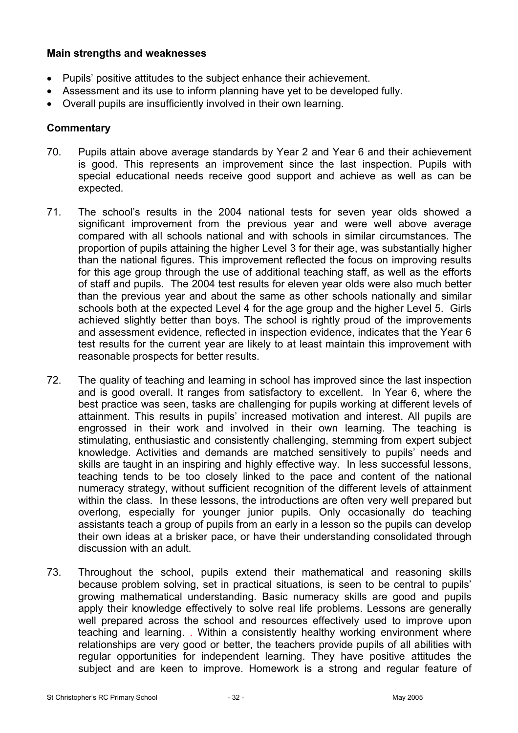### Main strengths and weaknesses

- Pupils' positive attitudes to the subject enhance their achievement.
- Assessment and its use to inform planning have yet to be developed fully.
- Overall pupils are insufficiently involved in their own learning.

### Commentary

70. Pupils attain above average standards by Year 2 and Year 6 and their achievement is good. This represents an improvement since the last inspection. Pupils with special educational needs receive good support and achieve as well as can be expected.

71. The school's results in the 2004 national tests for seven year olds showed a significant improvement from the previous year and were well above average compared with all schools national and with schools in similar circumstances. The proportion of pupils attaining the higher Level 3 for their age, was substantially higher than the national figures. This improvement reflected the focus on improving results for this age group through the use of additional teaching staff, as well as the efforts of staff and pupils. The 2004 test results for eleven year olds were also much better than the previous year and about the same as other schools nationally and similar schools both at the expected Level 4 for the age group and the higher Level 5. Girls achieved slightly better than boys. The school is rightly proud of the improvements and assessment evidence, reflected in inspection evidence, indicates that the Year 6 test results for the current year are likely to at least maintain this improvement with reasonable prospects for better results.

72. The quality of teaching and learning in school has improved since the last inspection and is good overall. It ranges from satisfactory to excellent. In Year 6, where the best practice was seen, tasks are challenging for pupils working at different levels of attainment. This results in pupils' increased motivation and interest. All pupils are engrossed in their work and involved in their own learning. The teaching is stimulating, enthusiastic and consistently challenging, stemming from expert subject knowledge. Activities and demands are matched sensitively to pupils' needs and skills are taught in an inspiring and highly effective way. In less successful lessons, teaching tends to be too closely linked to the pace and content of the national numeracy strategy, without sufficient recognition of the different levels of attainment within the class. In these lessons, the introductions are often very well prepared but overlong, especially for younger junior pupils. Only occasionally do teaching assistants teach a group of pupils from an early in a lesson so the pupils can develop their own ideas at a brisker pace, or have their understanding consolidated through discussion with an adult.

73. Throughout the school, pupils extend their mathematical and reasoning skills because problem solving, set in practical situations, is seen to be central to pupils' growing mathematical understanding. Basic numeracy skills are good and pupils apply their knowledge effectively to solve real life problems. Lessons are generally well prepared across the school and resources effectively used to improve upon teaching and learning. . Within a consistently healthy working environment where relationships are very good or better, the teachers provide pupils of all abilities with regular opportunities for independent learning. They have positive attitudes the subject and are keen to improve. Homework is a strong and regular feature of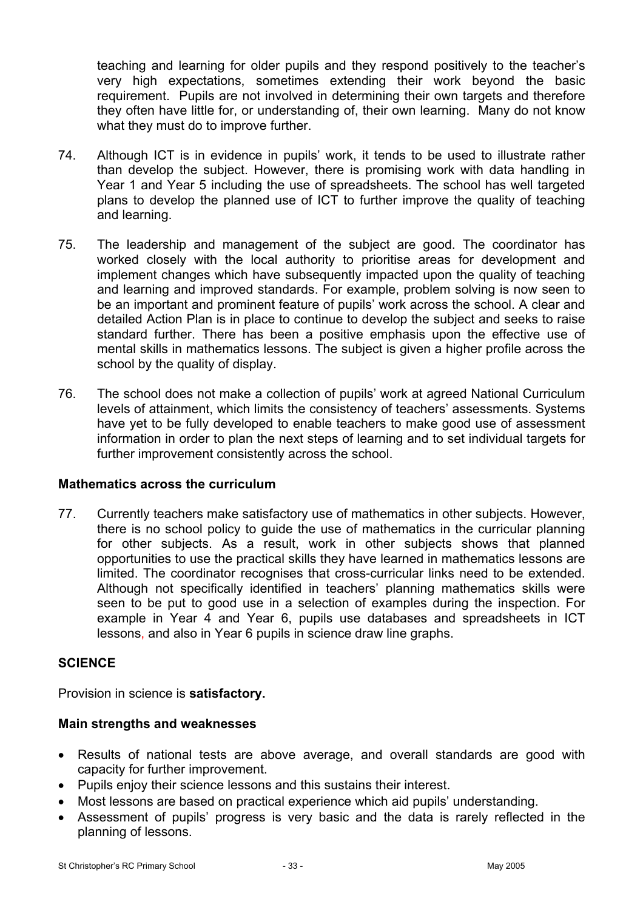teaching and learning for older pupils and they respond positively to the teacher's very high expectations, sometimes extending their work beyond the basic requirement. Pupils are not involved in determining their own targets and therefore they often have little for, or understanding of, their own learning. Many do not know what they must do to improve further.

74. Although ICT is in evidence in pupils' work, it tends to be used to illustrate rather than develop the subject. However, there is promising work with data handling in Year 1 and Year 5 including the use of spreadsheets. The school has well targeted plans to develop the planned use of ICT to further improve the quality of teaching and learning.

75. The leadership and management of the subject are good. The coordinator has worked closely with the local authority to prioritise areas for development and implement changes which have subsequently impacted upon the quality of teaching and learning and improved standards. For example, problem solving is now seen to be an important and prominent feature of pupils' work across the school. A clear and detailed Action Plan is in place to continue to develop the subject and seeks to raise standard further. There has been a positive emphasis upon the effective use of mental skills in mathematics lessons. The subject is given a higher profile across the school by the quality of display.

76. The school does not make a collection of pupils' work at agreed National Curriculum levels of attainment, which limits the consistency of teachers' assessments. Systems have yet to be fully developed to enable teachers to make good use of assessment information in order to plan the next steps of learning and to set individual targets for further improvement consistently across the school.

### Mathematics across the curriculum

77. Currently teachers make satisfactory use of mathematics in other subjects. However, there is no school policy to guide the use of mathematics in the curricular planning for other subjects. As a result, work in other subjects shows that planned opportunities to use the practical skills they have learned in mathematics lessons are limited. The coordinator recognises that cross-curricular links need to be extended. Although not specifically identified in teachers' planning mathematics skills were seen to be put to good use in a selection of examples during the inspection. For example in Year 4 and Year 6, pupils use databases and spreadsheets in ICT lessons, and also in Year 6 pupils in science draw line graphs.

## SCIENCE

Provision in science is **satisfactory.**

### Main strengths and weaknesses

- Results of national tests are above average, and overall standards are good with capacity for further improvement.
- Pupils enjoy their science lessons and this sustains their interest.
- Most lessons are based on practical experience which aid pupils' understanding.
- Assessment of pupils' progress is very basic and the data is rarely reflected in the planning of lessons.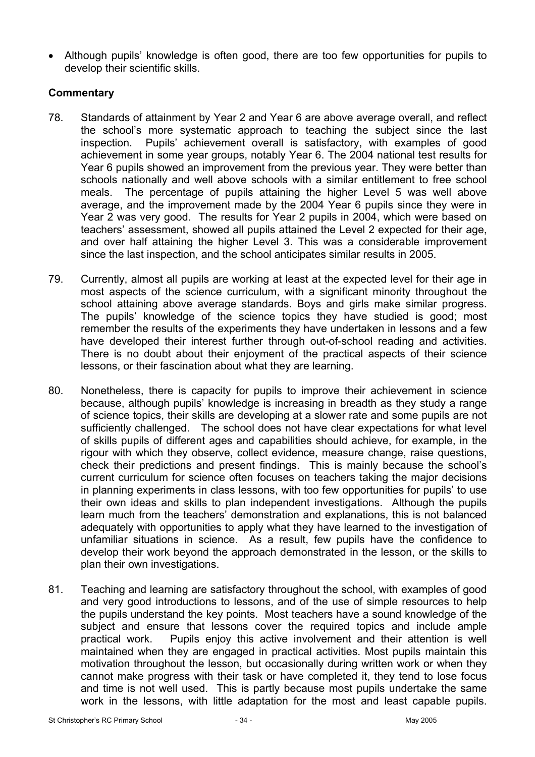- Although pupils' knowledge is often good, there are too few opportunities for pupils to develop their scientific skills.

**Commentary**

78. Standards of attainment by Year 2 and Year 6 are above average overall, and reflect the school's more systematic approach to teaching the subject since the last inspection. Pupils' achievement overall is satisfactory, with examples of good achievement in some year groups, notably Year 6. The 2004 national test results for Year 6 pupils showed an improvement from the previous year. They were better than schools nationally and well above schools with a similar entitlement to free school meals. The percentage of pupils attaining the higher Level 5 was well above average, and the improvement made by the 2004 Year 6 pupils since they were in Year 2 was very good. The results for Year 2 pupils in 2004, which were based on teachers' assessment, showed all pupils attained the Level 2 expected for their age, and over half attaining the higher Level 3. This was a considerable improvement since the last inspection, and the school anticipates similar results in 2005.

79. Currently, almost all pupils are working at least at the expected level for their age in most aspects of the science curriculum, with a significant minority throughout the school attaining above average standards. Boys and girls make similar progress. The pupils' knowledge of the science topics they have studied is good; most remember the results of the experiments they have undertaken in lessons and a few have developed their interest further through out-of-school reading and activities. There is no doubt about their enjoyment of the practical aspects of their science lessons, or their fascination about what they are learning.

80. Nonetheless, there is capacity for pupils to improve their achievement in science because, although pupils' knowledge is increasing in breadth as they study a range of science topics, their skills are developing at a slower rate and some pupils are not sufficiently challenged. The school does not have clear expectations for what level of skills pupils of different ages and capabilities should achieve, for example, in the rigour with which they observe, collect evidence, measure change, raise questions, check their predictions and present findings. This is mainly because the school's current curriculum for science often focuses on teachers taking the major decisions in planning experiments in class lessons, with too few opportunities for pupils' to use their own ideas and skills to plan independent investigations. Although the pupils learn much from the teachers' demonstration and explanations, this is not balanced adequately with opportunities to apply what they have learned to the investigation of unfamiliar situations in science. As a result, few pupils have the confidence to develop their work beyond the approach demonstrated in the lesson, or the skills to plan their own investigations.

81. Teaching and learning are satisfactory throughout the school, with examples of good and very good introductions to lessons, and of the use of simple resources to help the pupils understand the key points. Most teachers have a sound knowledge of the subject and ensure that lessons cover the required topics and include ample practical work. Pupils enjoy this active involvement and their attention is well maintained when they are engaged in practical activities. Most pupils maintain this motivation throughout the lesson, but occasionally during written work or when they cannot make progress with their task or have completed it, they tend to lose focus and time is not well used. This is partly because most pupils undertake the same work in the lessons, with little adaptation for the most and least capable pupils.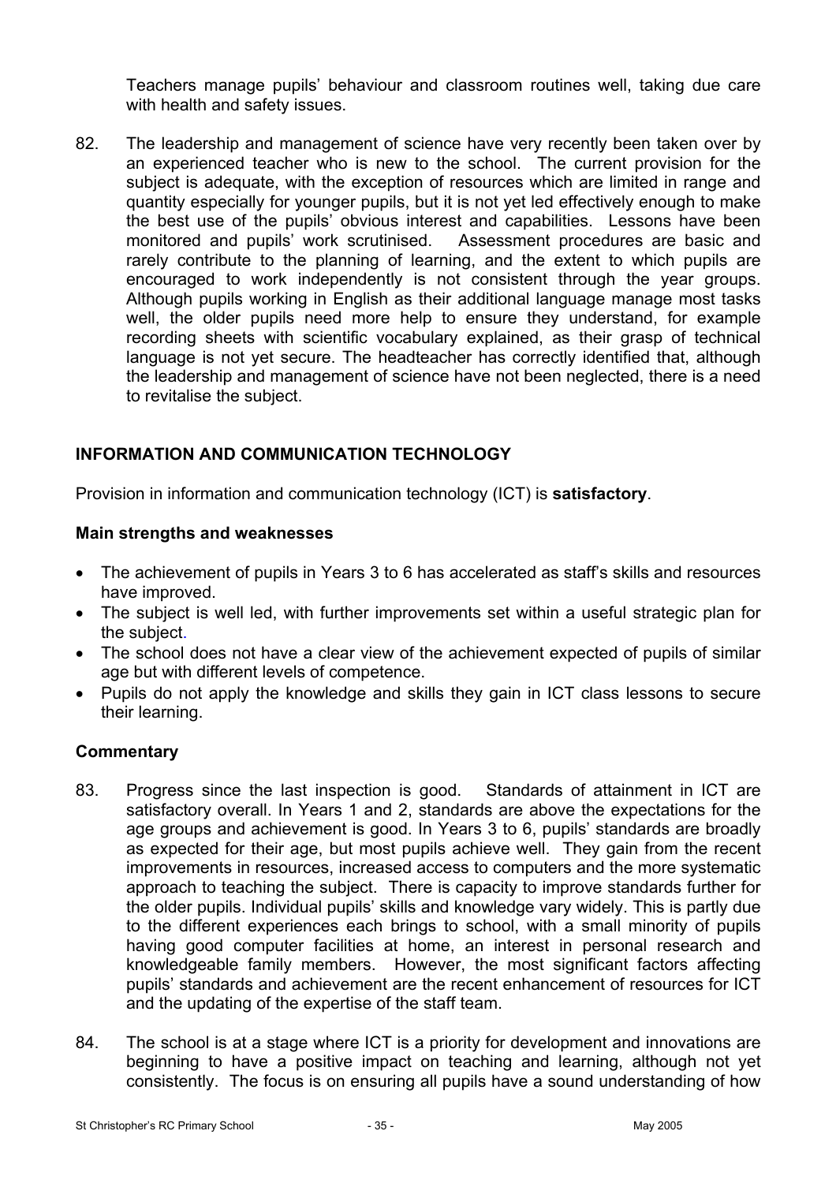Teachers manage pupils' behaviour and classroom routines well, taking due care with health and safety issues.

82. The leadership and management of science have very recently been taken over by an experienced teacher who is new to the school. The current provision for the subject is adequate, with the exception of resources which are limited in range and quantity especially for younger pupils, but it is not yet led effectively enough to make the best use of the pupils' obvious interest and capabilities. Lessons have been monitored and pupils' work scrutinised. Assessment procedures are basic and rarely contribute to the planning of learning, and the extent to which pupils are encouraged to work independently is not consistent through the year groups. Although pupils working in English as their additional language manage most tasks well, the older pupils need more help to ensure they understand, for example recording sheets with scientific vocabulary explained, as their grasp of technical language is not yet secure. The headteacher has correctly identified that, although the leadership and management of science have not been neglected, there is a need to revitalise the subject.

## INFORMATION AND COMMUNICATION TECHNOLOGY

Provision in information and communication technology (ICT) is **satisfactory**.

### Main strengths and weaknesses

- The achievement of pupils in Years 3 to 6 has accelerated as staff's skills and resources have improved.
- The subject is well led, with further improvements set within a useful strategic plan for the subject.
- The school does not have a clear view of the achievement expected of pupils of similar age but with different levels of competence.
- Pupils do not apply the knowledge and skills they gain in ICT class lessons to secure their learning.

### Commentary

83. Progress since the last inspection is good. Standards of attainment in ICT are satisfactory overall. In Years 1 and 2, standards are above the expectations for the age groups and achievement is good. In Years 3 to 6, pupils' standards are broadly as expected for their age, but most pupils achieve well. They gain from the recent improvements in resources, increased access to computers and the more systematic approach to teaching the subject. There is capacity to improve standards further for the older pupils. Individual pupils' skills and knowledge vary widely. This is partly due to the different experiences each brings to school, with a small minority of pupils having good computer facilities at home, an interest in personal research and knowledgeable family members. However, the most significant factors affecting pupils' standards and achievement are the recent enhancement of resources for ICT and the updating of the expertise of the staff team.

84. The school is at a stage where ICT is a priority for development and innovations are beginning to have a positive impact on teaching and learning, although not yet consistently. The focus is on ensuring all pupils have a sound understanding of how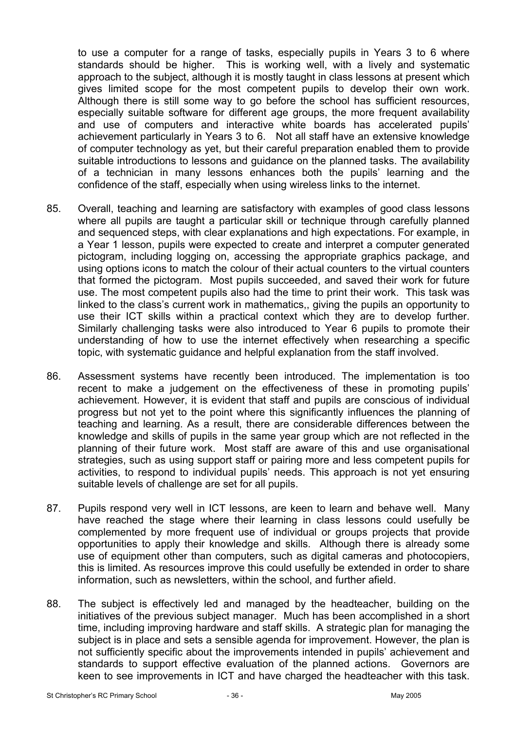to use a computer for a range of tasks, especially pupils in Years 3 to 6 where standards should be higher. This is working well, with a lively and systematic approach to the subject, although it is mostly taught in class lessons at present which gives limited scope for the most competent pupils to develop their own work. Although there is still some way to go before the school has sufficient resources, especially suitable software for different age groups, the more frequent availability and use of computers and interactive white boards has accelerated pupils' achievement particularly in Years 3 to 6. Not all staff have an extensive knowledge of computer technology as yet, but their careful preparation enabled them to provide suitable introductions to lessons and guidance on the planned tasks. The availability of a technician in many lessons enhances both the pupils' learning and the confidence of the staff, especially when using wireless links to the internet.

85. Overall, teaching and learning are satisfactory with examples of good class lessons where all pupils are taught a particular skill or technique through carefully planned and sequenced steps, with clear explanations and high expectations. For example, in a Year 1 lesson, pupils were expected to create and interpret a computer generated pictogram, including logging on, accessing the appropriate graphics package, and using options icons to match the colour of their actual counters to the virtual counters that formed the pictogram. Most pupils succeeded, and saved their work for future use. The most competent pupils also had the time to print their work. This task was linked to the class's current work in mathematics,, giving the pupils an opportunity to use their ICT skills within a practical context which they are to develop further. Similarly challenging tasks were also introduced to Year 6 pupils to promote their understanding of how to use the internet effectively when researching a specific topic, with systematic guidance and helpful explanation from the staff involved.

86. Assessment systems have recently been introduced. The implementation is too recent to make a judgement on the effectiveness of these in promoting pupils' achievement. However, it is evident that staff and pupils are conscious of individual progress but not yet to the point where this significantly influences the planning of teaching and learning. As a result, there are considerable differences between the knowledge and skills of pupils in the same year group which are not reflected in the planning of their future work. Most staff are aware of this and use organisational strategies, such as using support staff or pairing more and less competent pupils for activities, to respond to individual pupils' needs. This approach is not yet ensuring suitable levels of challenge are set for all pupils.

87. Pupils respond very well in ICT lessons, are keen to learn and behave well. Many have reached the stage where their learning in class lessons could usefully be complemented by more frequent use of individual or groups projects that provide opportunities to apply their knowledge and skills. Although there is already some use of equipment other than computers, such as digital cameras and photocopiers, this is limited. As resources improve this could usefully be extended in order to share information, such as newsletters, within the school, and further afield.

88. The subject is effectively led and managed by the headteacher, building on the initiatives of the previous subject manager. Much has been accomplished in a short time, including improving hardware and staff skills. A strategic plan for managing the subject is in place and sets a sensible agenda for improvement. However, the plan is not sufficiently specific about the improvements intended in pupils' achievement and standards to support effective evaluation of the planned actions. Governors are keen to see improvements in ICT and have charged the headteacher with this task.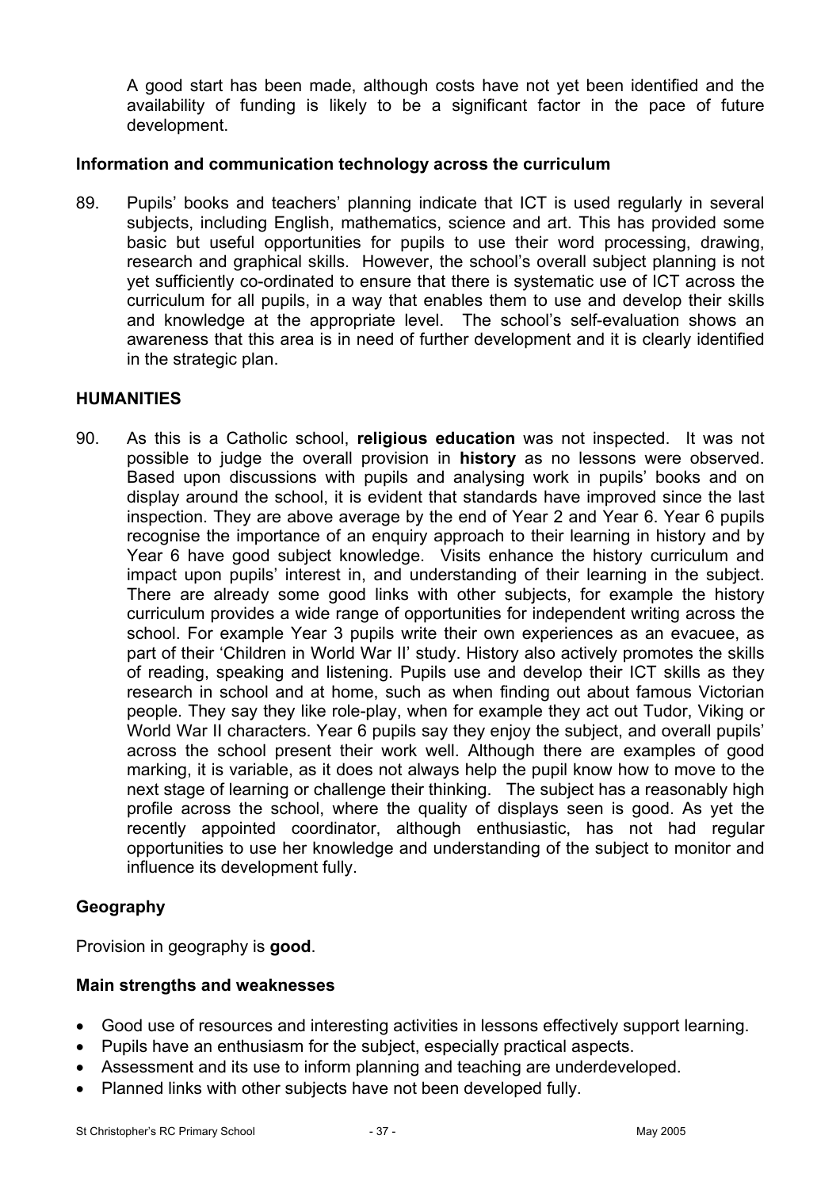A good start has been made, although costs have not yet been identified and the availability of funding is likely to be a significant factor in the pace of future development.

### Information and communication technology across the curriculum

89. Pupils' books and teachers' planning indicate that ICT is used regularly in several subjects, including English, mathematics, science and art. This has provided some basic but useful opportunities for pupils to use their word processing, drawing, research and graphical skills. However, the school's overall subject planning is not yet sufficiently co-ordinated to ensure that there is systematic use of ICT across the curriculum for all pupils, in a way that enables them to use and develop their skills and knowledge at the appropriate level. The school's self-evaluation shows an awareness that this area is in need of further development and it is clearly identified in the strategic plan.

## HUMANITIES

90. As this is a Catholic school, **religious education** was not inspected. It was not possible to judge the overall provision in **history** as no lessons were observed. Based upon discussions with pupils and analysing work in pupils' books and on display around the school, it is evident that standards have improved since the last inspection. They are above average by the end of Year 2 and Year 6. Year 6 pupils recognise the importance of an enquiry approach to their learning in history and by Year 6 have good subject knowledge. Visits enhance the history curriculum and impact upon pupils' interest in, and understanding of their learning in the subject. There are already some good links with other subjects, for example the history curriculum provides a wide range of opportunities for independent writing across the school. For example Year 3 pupils write their own experiences as an evacuee, as part of their 'Children in World War II' study. History also actively promotes the skills of reading, speaking and listening. Pupils use and develop their ICT skills as they research in school and at home, such as when finding out about famous Victorian people. They say they like role-play, when for example they act out Tudor, Viking or World War II characters. Year 6 pupils say they enjoy the subject, and overall pupils' across the school present their work well. Although there are examples of good marking, it is variable, as it does not always help the pupil know how to move to the next stage of learning or challenge their thinking. The subject has a reasonably high profile across the school, where the quality of displays seen is good. As yet the recently appointed coordinator, although enthusiastic, has not had regular opportunities to use her knowledge and understanding of the subject to monitor and influence its development fully.

### Geography

Provision in geography is **good**.

### Main strengths and weaknesses

- Good use of resources and interesting activities in lessons effectively support learning.
- Pupils have an enthusiasm for the subject, especially practical aspects.
- Assessment and its use to inform planning and teaching are underdeveloped.
- Planned links with other subjects have not been developed fully.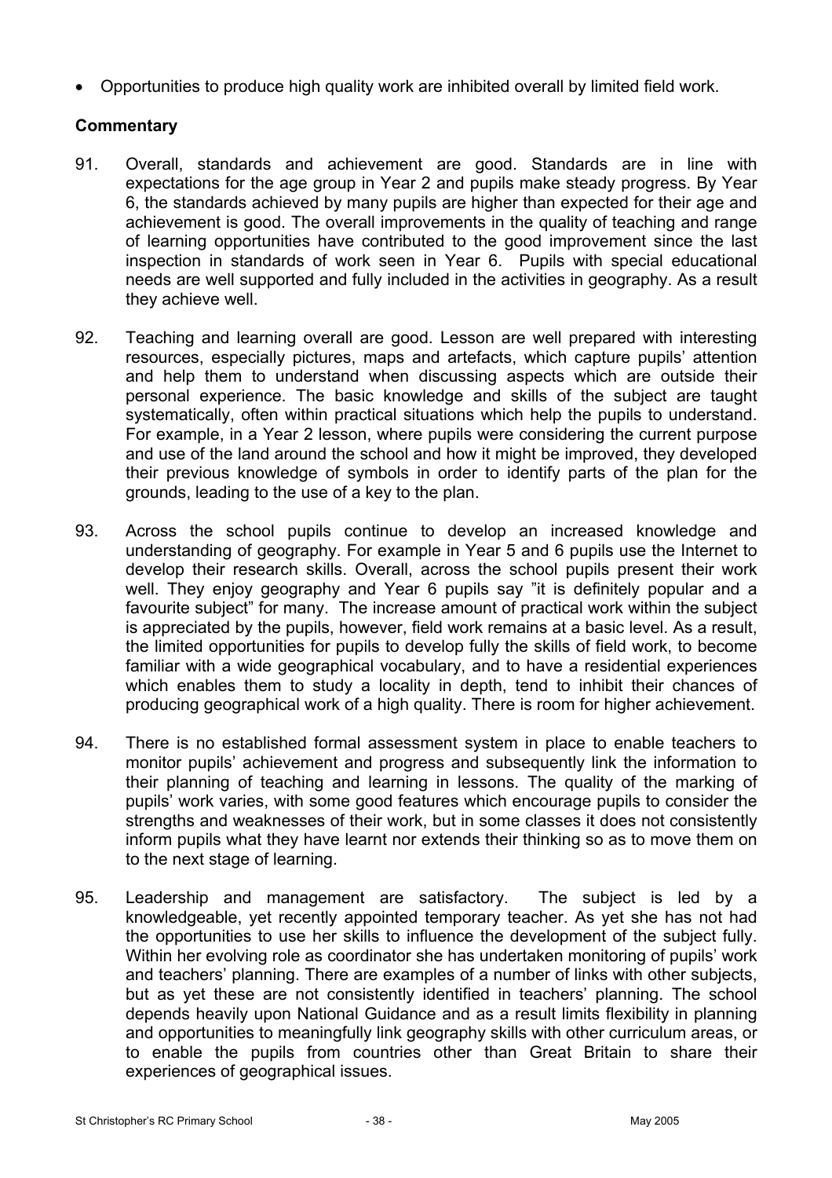- Opportunities to produce high quality work are inhibited overall by limited field work.

### Commentary

91. Overall, standards and achievement are good. Standards are in line with expectations for the age group in Year 2 and pupils make steady progress. By Year 6, the standards achieved by many pupils are higher than expected for their age and achievement is good. The overall improvements in the quality of teaching and range of learning opportunities have contributed to the good improvement since the last inspection in standards of work seen in Year 6. Pupils with special educational needs are well supported and fully included in the activities in geography. As a result they achieve well.

92. Teaching and learning overall are good. Lesson are well prepared with interesting resources, especially pictures, maps and artefacts, which capture pupils' attention and help them to understand when discussing aspects which are outside their personal experience. The basic knowledge and skills of the subject are taught systematically, often within practical situations which help the pupils to understand. For example, in a Year 2 lesson, where pupils were considering the current purpose and use of the land around the school and how it might be improved, they developed their previous knowledge of symbols in order to identify parts of the plan for the grounds, leading to the use of a key to the plan.

93. Across the school pupils continue to develop an increased knowledge and understanding of geography. For example in Year 5 and 6 pupils use the Internet to develop their research skills. Overall, across the school pupils present their work well. They enjoy geography and Year 6 pupils say "it is definitely popular and a favourite subject" for many. The increase amount of practical work within the subject is appreciated by the pupils, however, field work remains at a basic level. As a result, the limited opportunities for pupils to develop fully the skills of field work, to become familiar with a wide geographical vocabulary, and to have a residential experiences which enables them to study a locality in depth, tend to inhibit their chances of producing geographical work of a high quality. There is room for higher achievement.

94. There is no established formal assessment system in place to enable teachers to monitor pupils' achievement and progress and subsequently link the information to their planning of teaching and learning in lessons. The quality of the marking of pupils' work varies, with some good features which encourage pupils to consider the strengths and weaknesses of their work, but in some classes it does not consistently inform pupils what they have learnt nor extends their thinking so as to move them on to the next stage of learning.

95. Leadership and management are satisfactory. The subject is led by a knowledgeable, yet recently appointed temporary teacher. As yet she has not had the opportunities to use her skills to influence the development of the subject fully. Within her evolving role as coordinator she has undertaken monitoring of pupils' work and teachers' planning. There are examples of a number of links with other subjects, but as yet these are not consistently identified in teachers' planning. The school depends heavily upon National Guidance and as a result limits flexibility in planning and opportunities to meaningfully link geography skills with other curriculum areas, or to enable the pupils from countries other than Great Britain to share their experiences of geographical issues.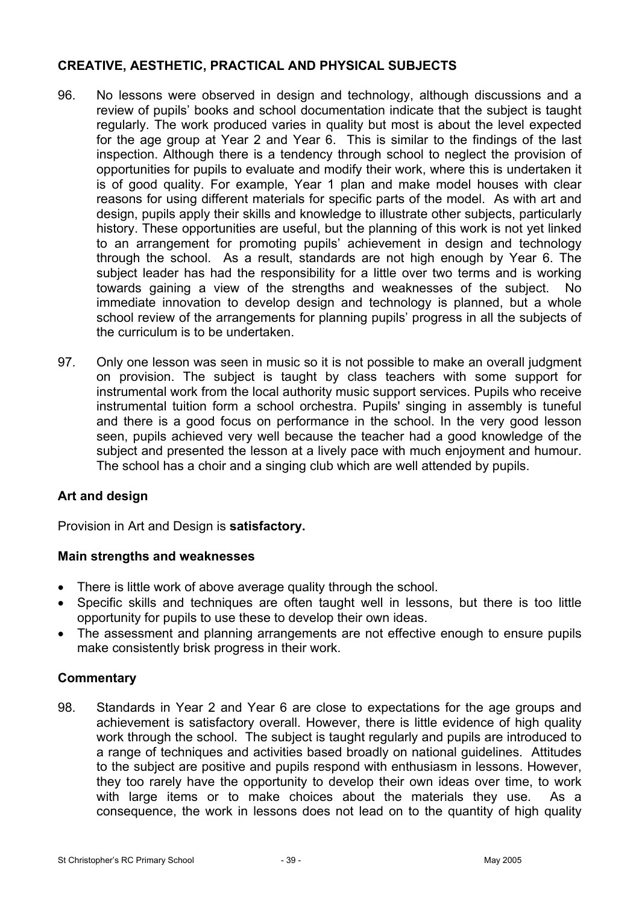## CREATIVE, AESTHETIC, PRACTICAL AND PHYSICAL SUBJECTS

96. No lessons were observed in design and technology, although discussions and a review of pupils' books and school documentation indicate that the subject is taught regularly. The work produced varies in quality but most is about the level expected for the age group at Year 2 and Year 6. This is similar to the findings of the last inspection. Although there is a tendency through school to neglect the provision of opportunities for pupils to evaluate and modify their work, where this is undertaken it is of good quality. For example, Year 1 plan and make model houses with clear reasons for using different materials for specific parts of the model. As with art and design, pupils apply their skills and knowledge to illustrate other subjects, particularly history. These opportunities are useful, but the planning of this work is not yet linked to an arrangement for promoting pupils' achievement in design and technology through the school. As a result, standards are not high enough by Year 6. The subject leader has had the responsibility for a little over two terms and is working towards gaining a view of the strengths and weaknesses of the subject. No immediate innovation to develop design and technology is planned, but a whole school review of the arrangements for planning pupils' progress in all the subjects of the curriculum is to be undertaken.

97. Only one lesson was seen in music so it is not possible to make an overall judgment on provision. The subject is taught by class teachers with some support for instrumental work from the local authority music support services. Pupils who receive instrumental tuition form a school orchestra. Pupils' singing in assembly is tuneful and there is a good focus on performance in the school. In the very good lesson seen, pupils achieved very well because the teacher had a good knowledge of the subject and presented the lesson at a lively pace with much enjoyment and humour. The school has a choir and a singing club which are well attended by pupils.

### Art and design

Provision in Art and Design is **satisfactory.**

#### Main strengths and weaknesses

- There is little work of above average quality through the school.
- Specific skills and techniques are often taught well in lessons, but there is too little opportunity for pupils to use these to develop their own ideas.
- The assessment and planning arrangements are not effective enough to ensure pupils make consistently brisk progress in their work.

#### Commentary

98. Standards in Year 2 and Year 6 are close to expectations for the age groups and achievement is satisfactory overall. However, there is little evidence of high quality work through the school. The subject is taught regularly and pupils are introduced to a range of techniques and activities based broadly on national guidelines. Attitudes to the subject are positive and pupils respond with enthusiasm in lessons. However, they too rarely have the opportunity to develop their own ideas over time, to work with large items or to make choices about the materials they use. As a consequence, the work in lessons does not lead on to the quantity of high quality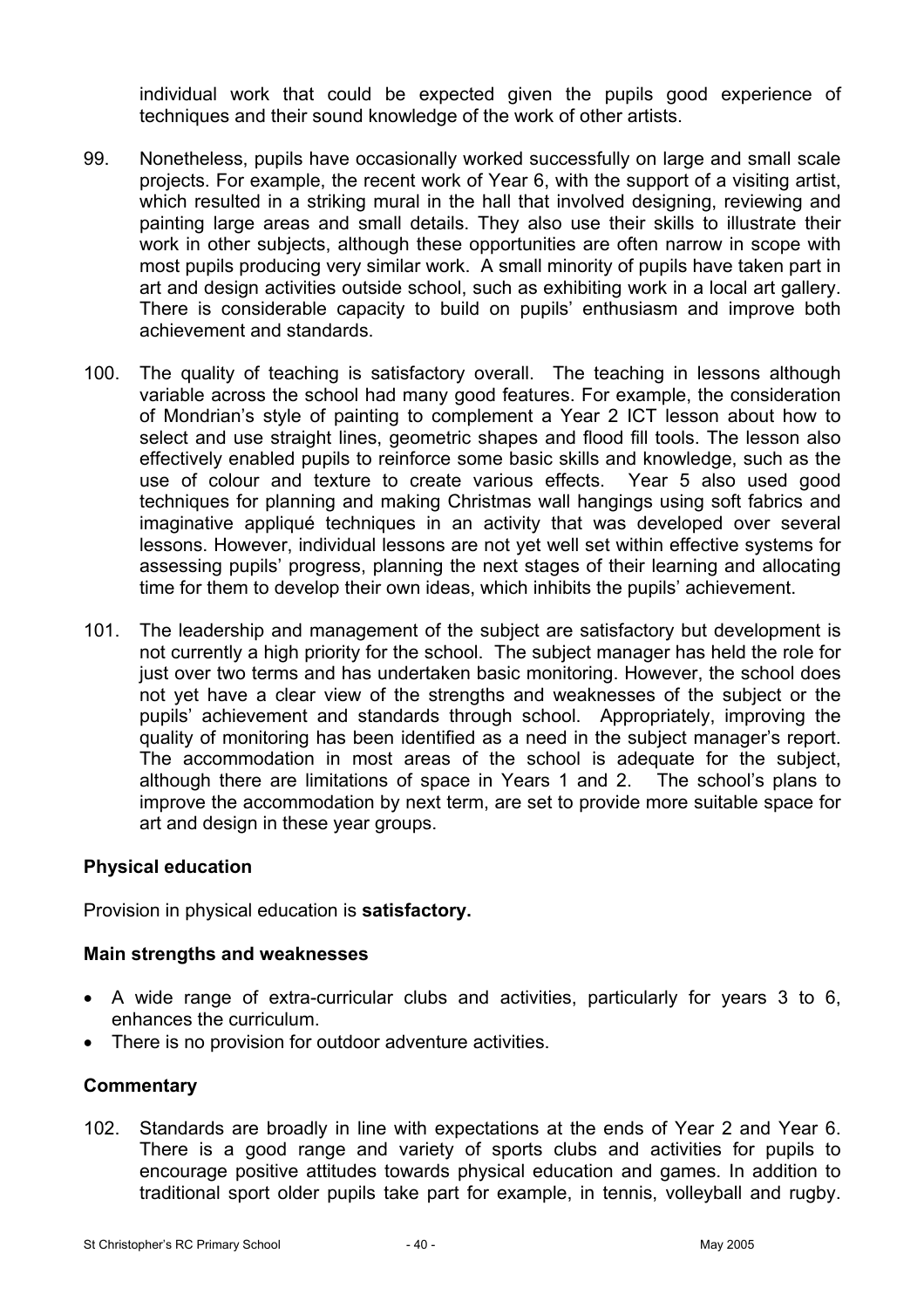individual work that could be expected given the pupils good experience of techniques and their sound knowledge of the work of other artists.

99. Nonetheless, pupils have occasionally worked successfully on large and small scale projects. For example, the recent work of Year 6, with the support of a visiting artist, which resulted in a striking mural in the hall that involved designing, reviewing and painting large areas and small details. They also use their skills to illustrate their work in other subjects, although these opportunities are often narrow in scope with most pupils producing very similar work. A small minority of pupils have taken part in art and design activities outside school, such as exhibiting work in a local art gallery. There is considerable capacity to build on pupils' enthusiasm and improve both achievement and standards.

100. The quality of teaching is satisfactory overall. The teaching in lessons although variable across the school had many good features. For example, the consideration of Mondrian's style of painting to complement a Year 2 ICT lesson about how to select and use straight lines, geometric shapes and flood fill tools. The lesson also effectively enabled pupils to reinforce some basic skills and knowledge, such as the use of colour and texture to create various effects. Year 5 also used good techniques for planning and making Christmas wall hangings using soft fabrics and imaginative appliqué techniques in an activity that was developed over several lessons. However, individual lessons are not yet well set within effective systems for assessing pupils' progress, planning the next stages of their learning and allocating time for them to develop their own ideas, which inhibits the pupils' achievement.

101. The leadership and management of the subject are satisfactory but development is not currently a high priority for the school. The subject manager has held the role for just over two terms and has undertaken basic monitoring. However, the school does not yet have a clear view of the strengths and weaknesses of the subject or the pupils' achievement and standards through school. Appropriately, improving the quality of monitoring has been identified as a need in the subject manager's report. The accommodation in most areas of the school is adequate for the subject, although there are limitations of space in Years 1 and 2. The school's plans to improve the accommodation by next term, are set to provide more suitable space for art and design in these year groups.

### Physical education

Provision in physical education is **satisfactory.**

#### Main strengths and weaknesses

- A wide range of extra-curricular clubs and activities, particularly for years 3 to 6, enhances the curriculum.
- There is no provision for outdoor adventure activities.

#### Commentary

102. Standards are broadly in line with expectations at the ends of Year 2 and Year 6. There is a good range and variety of sports clubs and activities for pupils to encourage positive attitudes towards physical education and games. In addition to traditional sport older pupils take part for example, in tennis, volleyball and rugby.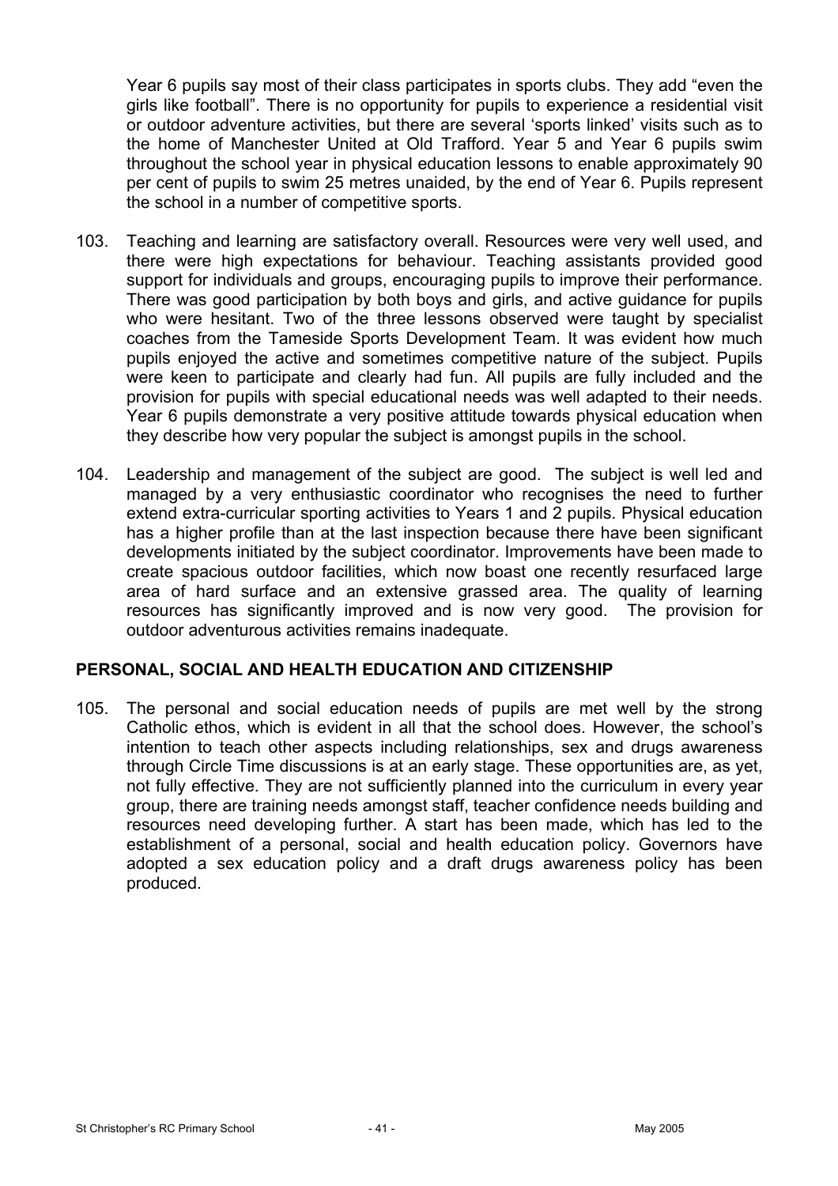Year 6 pupils say most of their class participates in sports clubs. They add "even the girls like football". There is no opportunity for pupils to experience a residential visit or outdoor adventure activities, but there are several 'sports linked' visits such as to the home of Manchester United at Old Trafford. Year 5 and Year 6 pupils swim throughout the school year in physical education lessons to enable approximately 90 per cent of pupils to swim 25 metres unaided, by the end of Year 6. Pupils represent the school in a number of competitive sports.

103. Teaching and learning are satisfactory overall. Resources were very well used, and there were high expectations for behaviour. Teaching assistants provided good support for individuals and groups, encouraging pupils to improve their performance. There was good participation by both boys and girls, and active guidance for pupils who were hesitant. Two of the three lessons observed were taught by specialist coaches from the Tameside Sports Development Team. It was evident how much pupils enjoyed the active and sometimes competitive nature of the subject. Pupils were keen to participate and clearly had fun. All pupils are fully included and the provision for pupils with special educational needs was well adapted to their needs. Year 6 pupils demonstrate a very positive attitude towards physical education when they describe how very popular the subject is amongst pupils in the school.

104. Leadership and management of the subject are good. The subject is well led and managed by a very enthusiastic coordinator who recognises the need to further extend extra-curricular sporting activities to Years 1 and 2 pupils. Physical education has a higher profile than at the last inspection because there have been significant developments initiated by the subject coordinator. Improvements have been made to create spacious outdoor facilities, which now boast one recently resurfaced large area of hard surface and an extensive grassed area. The quality of learning resources has significantly improved and is now very good. The provision for outdoor adventurous activities remains inadequate.

## PERSONAL, SOCIAL AND HEALTH EDUCATION AND CITIZENSHIP

105. The personal and social education needs of pupils are met well by the strong Catholic ethos, which is evident in all that the school does. However, the school's intention to teach other aspects including relationships, sex and drugs awareness through Circle Time discussions is at an early stage. These opportunities are, as yet, not fully effective. They are not sufficiently planned into the curriculum in every year group, there are training needs amongst staff, teacher confidence needs building and resources need developing further. A start has been made, which has led to the establishment of a personal, social and health education policy. Governors have adopted a sex education policy and a draft drugs awareness policy has been produced.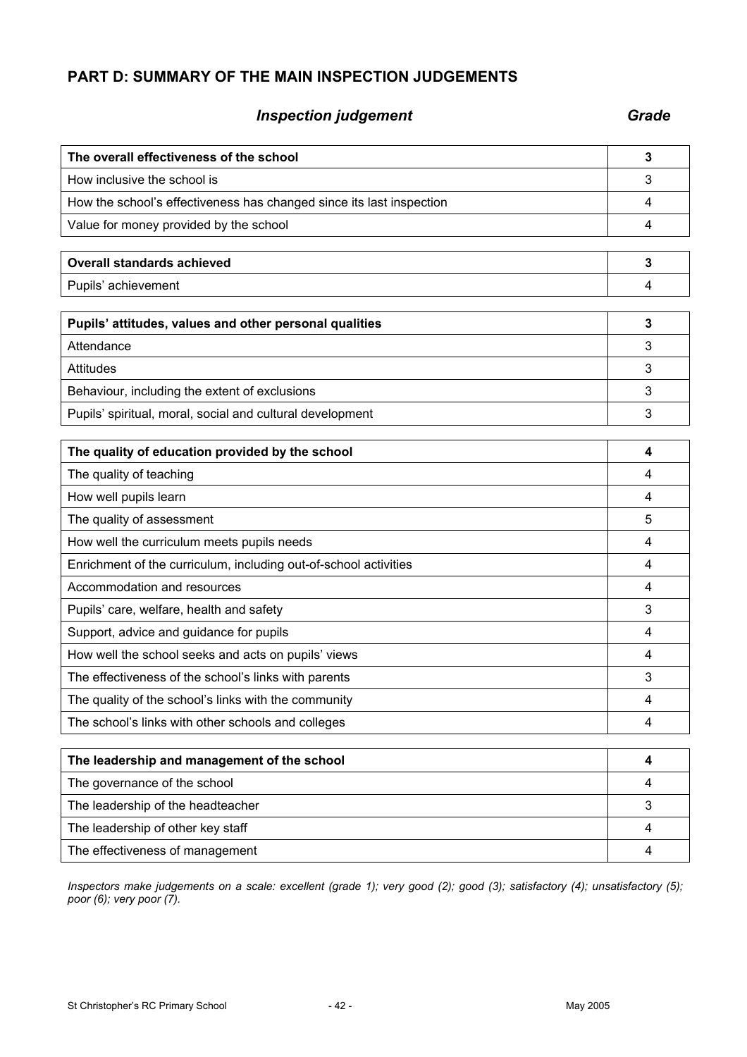## PART D: SUMMARY OF THE MAIN INSPECTION JUDGEMENTS

| *Inspection judgement* | *Grade* |
|---|---|
| **The overall effectiveness of the school** | **3** |
| How inclusive the school is | 3 |
| How the school's effectiveness has changed since its last inspection | 4 |
| Value for money provided by the school | 4 |
| **Overall standards achieved** | **3** |
| Pupils' achievement | 4 |
| **Pupils' attitudes, values and other personal qualities** | **3** |
| Attendance | 3 |
| Attitudes | 3 |
| Behaviour, including the extent of exclusions | 3 |
| Pupils' spiritual, moral, social and cultural development | 3 |
| **The quality of education provided by the school** | **4** |
| The quality of teaching | 4 |
| How well pupils learn | 4 |
| The quality of assessment | 5 |
| How well the curriculum meets pupils needs | 4 |
| Enrichment of the curriculum, including out-of-school activities | 4 |
| Accommodation and resources | 4 |
| Pupils' care, welfare, health and safety | 3 |
| Support, advice and guidance for pupils | 4 |
| How well the school seeks and acts on pupils' views | 4 |
| The effectiveness of the school's links with parents | 3 |
| The quality of the school's links with the community | 4 |
| The school's links with other schools and colleges | 4 |
| **The leadership and management of the school** | **4** |
| The governance of the school | 4 |
| The leadership of the headteacher | 3 |
| The leadership of other key staff | 4 |
| The effectiveness of management | 4 |

*Inspectors make judgements on a scale: excellent (grade 1); very good (2); good (3); satisfactory (4); unsatisfactory (5); poor (6); very poor (7).*